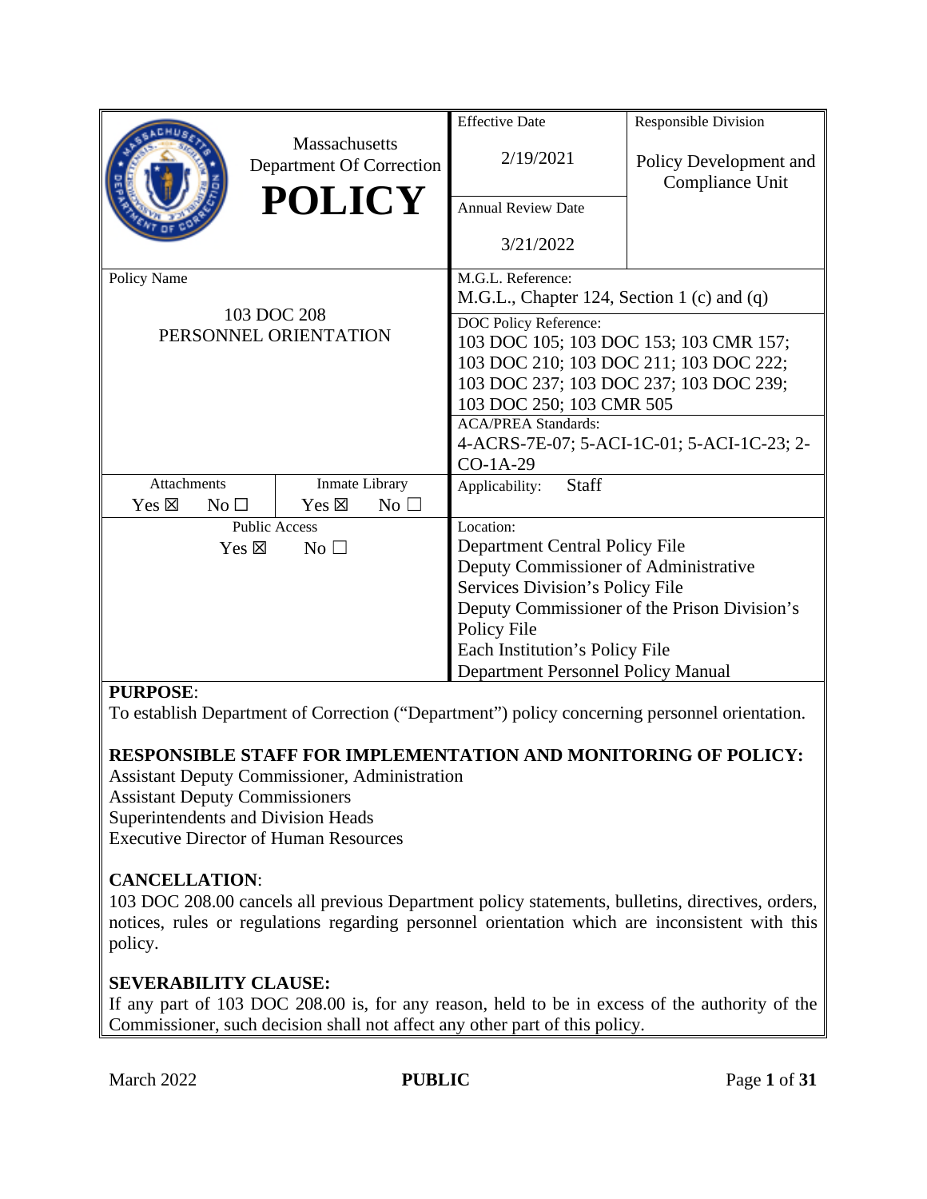| Massachusetts Department Of Correction **POLICY** | Effective Date<br>2/19/2021 | Responsible Division<br>Policy Development and Compliance Unit |
|---|---|---|
| | Annual Review Date<br>3/21/2022 | |
| Policy Name<br>103 DOC 208<br>PERSONNEL ORIENTATION | M.G.L. Reference:<br>M.G.L., Chapter 124, Section 1 (c) and (q) | |
| | DOC Policy Reference:<br>103 DOC 105; 103 DOC 153; 103 CMR 157; 103 DOC 210; 103 DOC 211; 103 DOC 222; 103 DOC 237; 103 DOC 237; 103 DOC 239; 103 DOC 250; 103 CMR 505 | |
| | ACA/PREA Standards:<br>4-ACRS-7E-07; 5-ACI-1C-01; 5-ACI-1C-23; 2-CO-1A-29 | |
| Attachments: Yes ☒ No ☐ / Inmate Library: Yes ☒ No ☐ | Applicability: Staff | |
| Public Access<br>Yes ☒ No ☐ | Location:<br>Department Central Policy File<br>Deputy Commissioner of Administrative Services Division's Policy File<br>Deputy Commissioner of the Prison Division's Policy File<br>Each Institution's Policy File<br>Department Personnel Policy Manual | |

**PURPOSE**:
To establish Department of Correction ("Department") policy concerning personnel orientation.

**RESPONSIBLE STAFF FOR IMPLEMENTATION AND MONITORING OF POLICY:**
Assistant Deputy Commissioner, Administration
Assistant Deputy Commissioners
Superintendents and Division Heads
Executive Director of Human Resources

**CANCELLATION**:
103 DOC 208.00 cancels all previous Department policy statements, bulletins, directives, orders, notices, rules or regulations regarding personnel orientation which are inconsistent with this policy.

**SEVERABILITY CLAUSE:**
If any part of 103 DOC 208.00 is, for any reason, held to be in excess of the authority of the Commissioner, such decision shall not affect any other part of this policy.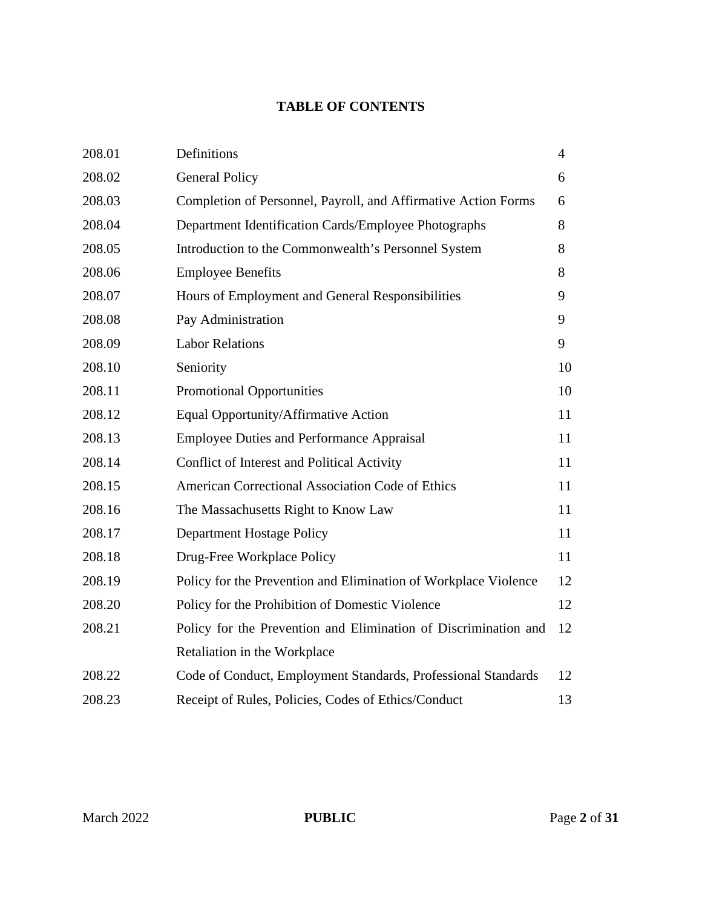## TABLE OF CONTENTS

| | | |
|---|---|---|
| 208.01 | Definitions | 4 |
| 208.02 | General Policy | 6 |
| 208.03 | Completion of Personnel, Payroll, and Affirmative Action Forms | 6 |
| 208.04 | Department Identification Cards/Employee Photographs | 8 |
| 208.05 | Introduction to the Commonwealth's Personnel System | 8 |
| 208.06 | Employee Benefits | 8 |
| 208.07 | Hours of Employment and General Responsibilities | 9 |
| 208.08 | Pay Administration | 9 |
| 208.09 | Labor Relations | 9 |
| 208.10 | Seniority | 10 |
| 208.11 | Promotional Opportunities | 10 |
| 208.12 | Equal Opportunity/Affirmative Action | 11 |
| 208.13 | Employee Duties and Performance Appraisal | 11 |
| 208.14 | Conflict of Interest and Political Activity | 11 |
| 208.15 | American Correctional Association Code of Ethics | 11 |
| 208.16 | The Massachusetts Right to Know Law | 11 |
| 208.17 | Department Hostage Policy | 11 |
| 208.18 | Drug-Free Workplace Policy | 11 |
| 208.19 | Policy for the Prevention and Elimination of Workplace Violence | 12 |
| 208.20 | Policy for the Prohibition of Domestic Violence | 12 |
| 208.21 | Policy for the Prevention and Elimination of Discrimination and Retaliation in the Workplace | 12 |
| 208.22 | Code of Conduct, Employment Standards, Professional Standards | 12 |
| 208.23 | Receipt of Rules, Policies, Codes of Ethics/Conduct | 13 |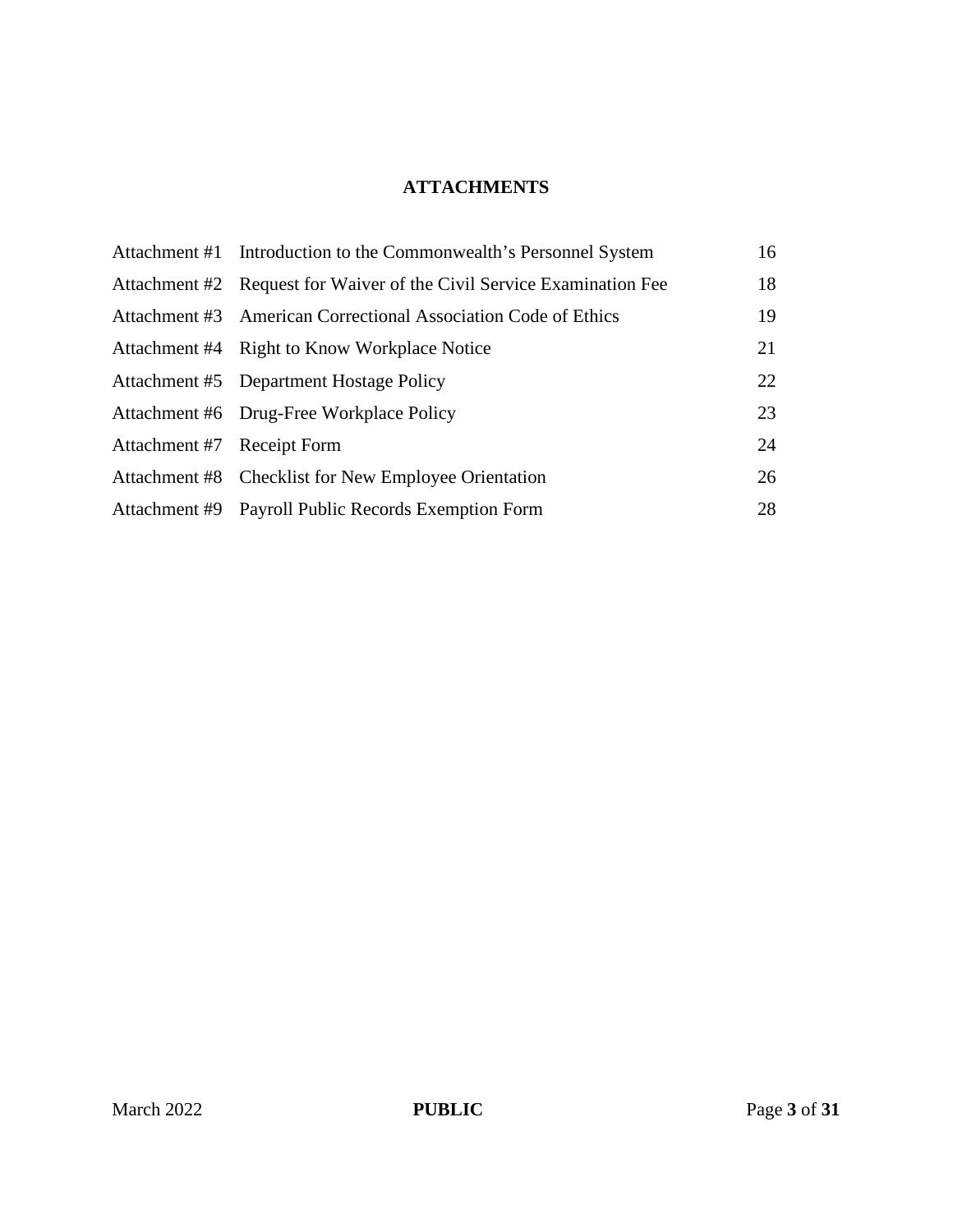## ATTACHMENTS

| | | |
|---|---|---|
| Attachment #1 | Introduction to the Commonwealth's Personnel System | 16 |
| Attachment #2 | Request for Waiver of the Civil Service Examination Fee | 18 |
| Attachment #3 | American Correctional Association Code of Ethics | 19 |
| Attachment #4 | Right to Know Workplace Notice | 21 |
| Attachment #5 | Department Hostage Policy | 22 |
| Attachment #6 | Drug-Free Workplace Policy | 23 |
| Attachment #7 | Receipt Form | 24 |
| Attachment #8 | Checklist for New Employee Orientation | 26 |
| Attachment #9 | Payroll Public Records Exemption Form | 28 |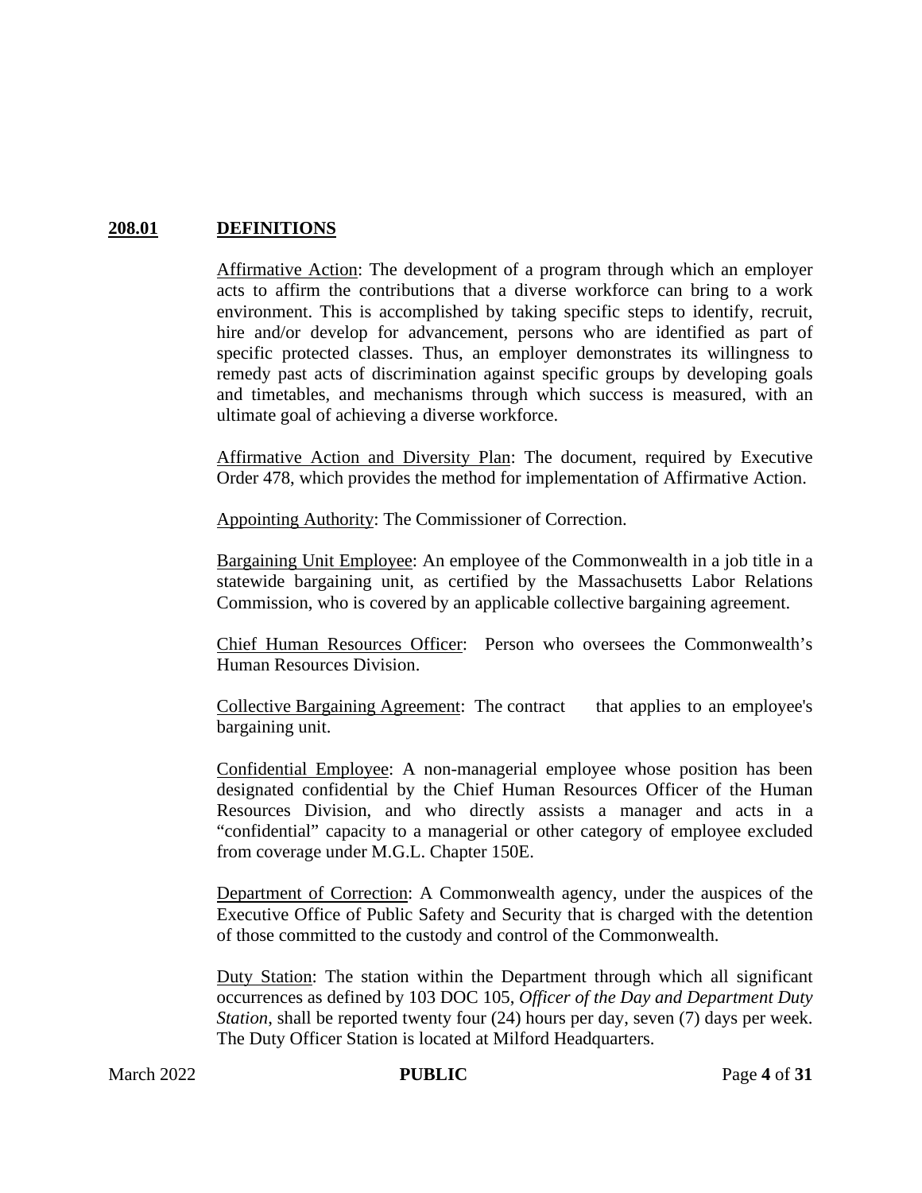## 208.01 DEFINITIONS

Affirmative Action: The development of a program through which an employer acts to affirm the contributions that a diverse workforce can bring to a work environment. This is accomplished by taking specific steps to identify, recruit, hire and/or develop for advancement, persons who are identified as part of specific protected classes. Thus, an employer demonstrates its willingness to remedy past acts of discrimination against specific groups by developing goals and timetables, and mechanisms through which success is measured, with an ultimate goal of achieving a diverse workforce.

Affirmative Action and Diversity Plan: The document, required by Executive Order 478, which provides the method for implementation of Affirmative Action.

Appointing Authority: The Commissioner of Correction.

Bargaining Unit Employee: An employee of the Commonwealth in a job title in a statewide bargaining unit, as certified by the Massachusetts Labor Relations Commission, who is covered by an applicable collective bargaining agreement.

Chief Human Resources Officer: Person who oversees the Commonwealth's Human Resources Division.

Collective Bargaining Agreement: The contract that applies to an employee's bargaining unit.

Confidential Employee: A non-managerial employee whose position has been designated confidential by the Chief Human Resources Officer of the Human Resources Division, and who directly assists a manager and acts in a "confidential" capacity to a managerial or other category of employee excluded from coverage under M.G.L. Chapter 150E.

Department of Correction: A Commonwealth agency, under the auspices of the Executive Office of Public Safety and Security that is charged with the detention of those committed to the custody and control of the Commonwealth.

Duty Station: The station within the Department through which all significant occurrences as defined by 103 DOC 105, *Officer of the Day and Department Duty Station*, shall be reported twenty four (24) hours per day, seven (7) days per week. The Duty Officer Station is located at Milford Headquarters.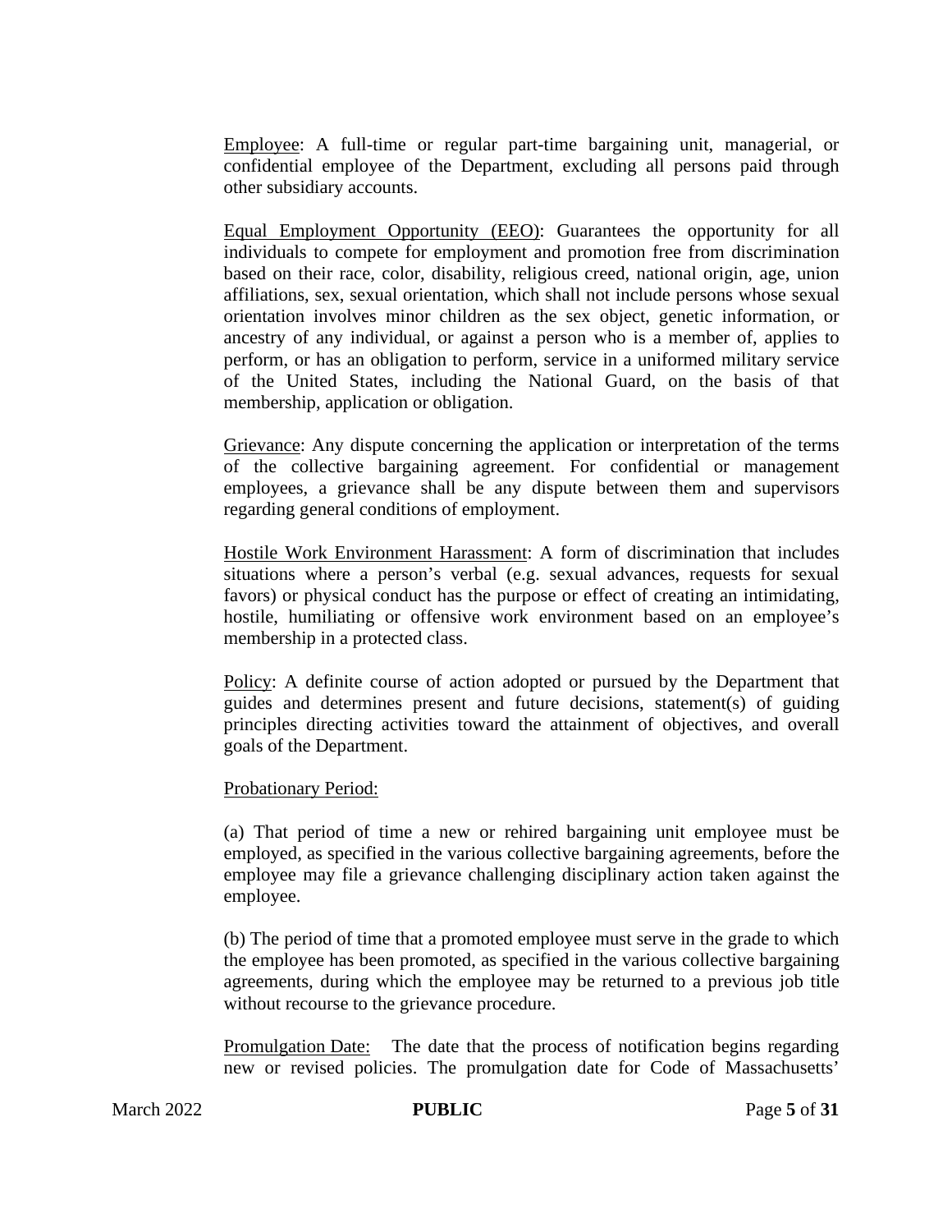<u>Employee</u>: A full-time or regular part-time bargaining unit, managerial, or confidential employee of the Department, excluding all persons paid through other subsidiary accounts.

<u>Equal Employment Opportunity (EEO)</u>: Guarantees the opportunity for all individuals to compete for employment and promotion free from discrimination based on their race, color, disability, religious creed, national origin, age, union affiliations, sex, sexual orientation, which shall not include persons whose sexual orientation involves minor children as the sex object, genetic information, or ancestry of any individual, or against a person who is a member of, applies to perform, or has an obligation to perform, service in a uniformed military service of the United States, including the National Guard, on the basis of that membership, application or obligation.

<u>Grievance</u>: Any dispute concerning the application or interpretation of the terms of the collective bargaining agreement. For confidential or management employees, a grievance shall be any dispute between them and supervisors regarding general conditions of employment.

<u>Hostile Work Environment Harassment</u>: A form of discrimination that includes situations where a person's verbal (e.g. sexual advances, requests for sexual favors) or physical conduct has the purpose or effect of creating an intimidating, hostile, humiliating or offensive work environment based on an employee's membership in a protected class.

<u>Policy</u>: A definite course of action adopted or pursued by the Department that guides and determines present and future decisions, statement(s) of guiding principles directing activities toward the attainment of objectives, and overall goals of the Department.

<u>Probationary Period:</u>

(a) That period of time a new or rehired bargaining unit employee must be employed, as specified in the various collective bargaining agreements, before the employee may file a grievance challenging disciplinary action taken against the employee.

(b) The period of time that a promoted employee must serve in the grade to which the employee has been promoted, as specified in the various collective bargaining agreements, during which the employee may be returned to a previous job title without recourse to the grievance procedure.

<u>Promulgation Date:</u> The date that the process of notification begins regarding new or revised policies. The promulgation date for Code of Massachusetts'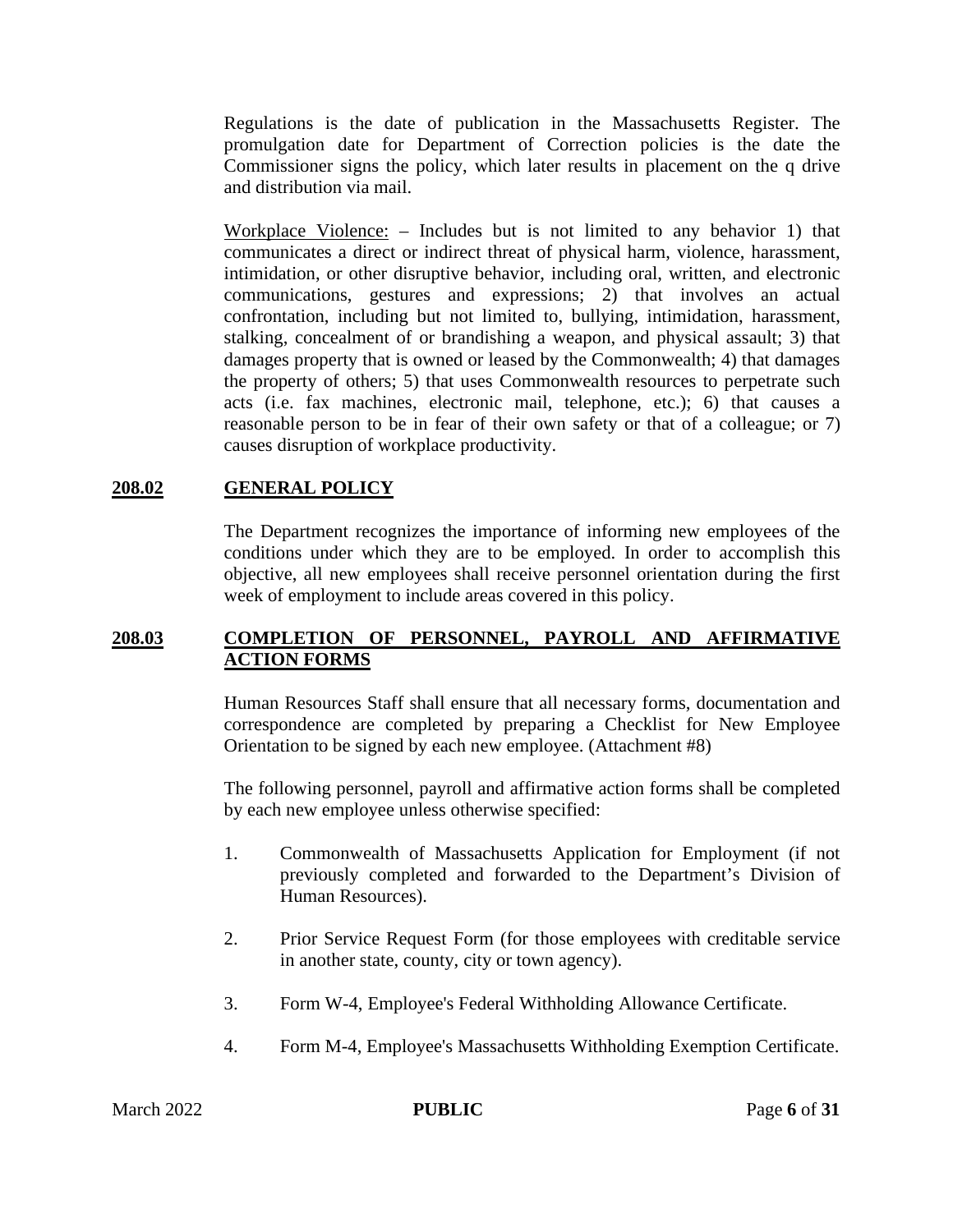Regulations is the date of publication in the Massachusetts Register. The promulgation date for Department of Correction policies is the date the Commissioner signs the policy, which later results in placement on the q drive and distribution via mail.

Workplace Violence: – Includes but is not limited to any behavior 1) that communicates a direct or indirect threat of physical harm, violence, harassment, intimidation, or other disruptive behavior, including oral, written, and electronic communications, gestures and expressions; 2) that involves an actual confrontation, including but not limited to, bullying, intimidation, harassment, stalking, concealment of or brandishing a weapon, and physical assault; 3) that damages property that is owned or leased by the Commonwealth; 4) that damages the property of others; 5) that uses Commonwealth resources to perpetrate such acts (i.e. fax machines, electronic mail, telephone, etc.); 6) that causes a reasonable person to be in fear of their own safety or that of a colleague; or 7) causes disruption of workplace productivity.

## 208.02 GENERAL POLICY

The Department recognizes the importance of informing new employees of the conditions under which they are to be employed. In order to accomplish this objective, all new employees shall receive personnel orientation during the first week of employment to include areas covered in this policy.

## 208.03 COMPLETION OF PERSONNEL, PAYROLL AND AFFIRMATIVE ACTION FORMS

Human Resources Staff shall ensure that all necessary forms, documentation and correspondence are completed by preparing a Checklist for New Employee Orientation to be signed by each new employee. (Attachment #8)

The following personnel, payroll and affirmative action forms shall be completed by each new employee unless otherwise specified:

1. Commonwealth of Massachusetts Application for Employment (if not previously completed and forwarded to the Department's Division of Human Resources).

2. Prior Service Request Form (for those employees with creditable service in another state, county, city or town agency).

3. Form W-4, Employee's Federal Withholding Allowance Certificate.

4. Form M-4, Employee's Massachusetts Withholding Exemption Certificate.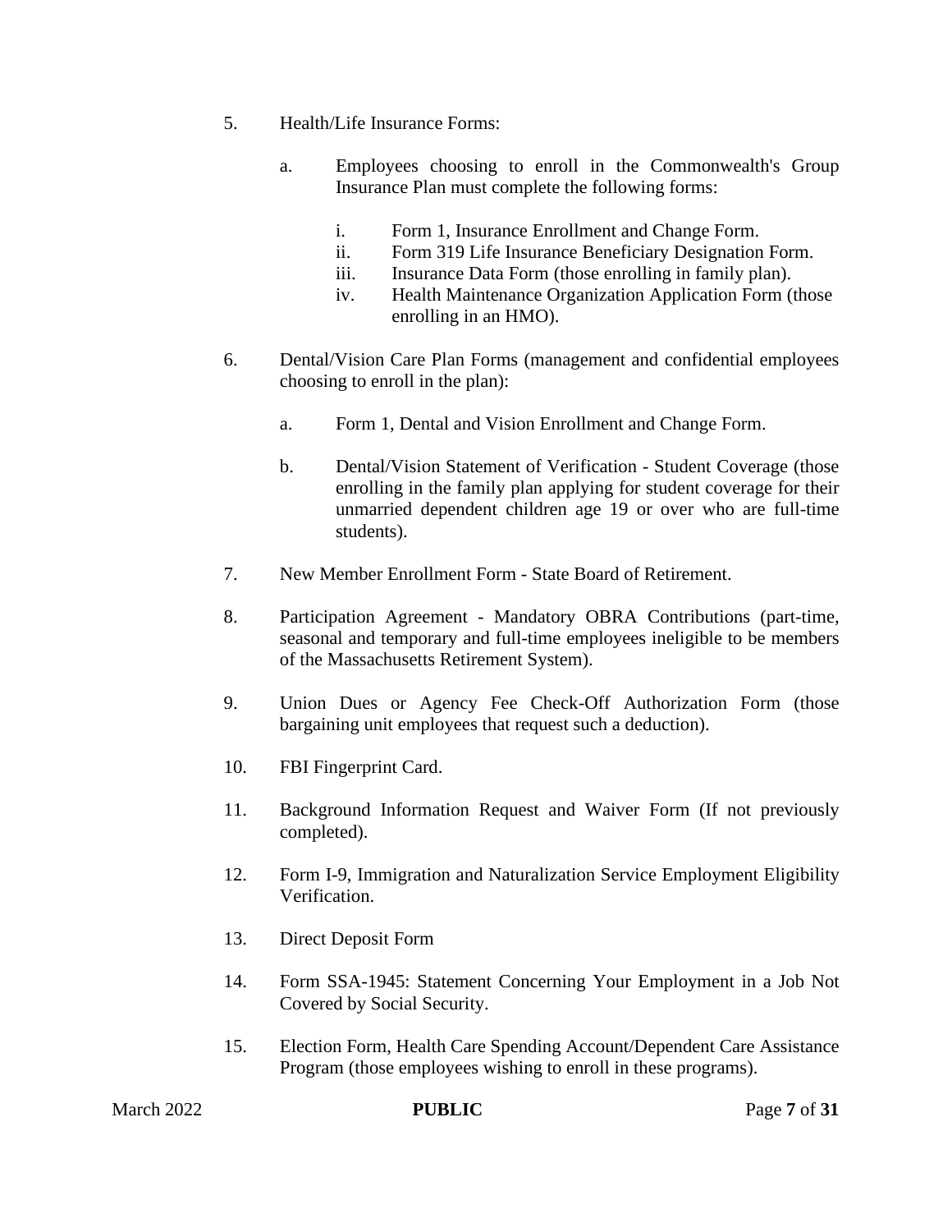5. Health/Life Insurance Forms:

   a. Employees choosing to enroll in the Commonwealth's Group Insurance Plan must complete the following forms:

      i. Form 1, Insurance Enrollment and Change Form.
      ii. Form 319 Life Insurance Beneficiary Designation Form.
      iii. Insurance Data Form (those enrolling in family plan).
      iv. Health Maintenance Organization Application Form (those enrolling in an HMO).

6. Dental/Vision Care Plan Forms (management and confidential employees choosing to enroll in the plan):

   a. Form 1, Dental and Vision Enrollment and Change Form.

   b. Dental/Vision Statement of Verification - Student Coverage (those enrolling in the family plan applying for student coverage for their unmarried dependent children age 19 or over who are full-time students).

7. New Member Enrollment Form - State Board of Retirement.

8. Participation Agreement - Mandatory OBRA Contributions (part-time, seasonal and temporary and full-time employees ineligible to be members of the Massachusetts Retirement System).

9. Union Dues or Agency Fee Check-Off Authorization Form (those bargaining unit employees that request such a deduction).

10. FBI Fingerprint Card.

11. Background Information Request and Waiver Form (If not previously completed).

12. Form I-9, Immigration and Naturalization Service Employment Eligibility Verification.

13. Direct Deposit Form

14. Form SSA-1945: Statement Concerning Your Employment in a Job Not Covered by Social Security.

15. Election Form, Health Care Spending Account/Dependent Care Assistance Program (those employees wishing to enroll in these programs).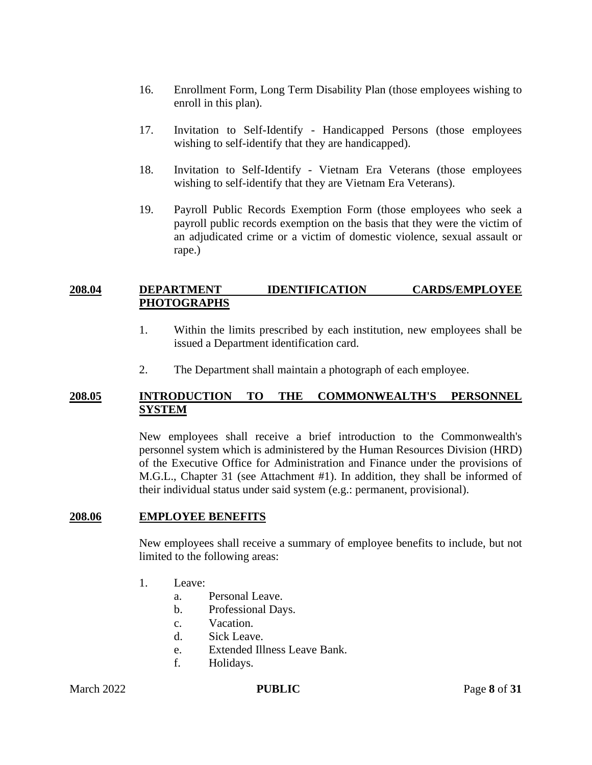16. Enrollment Form, Long Term Disability Plan (those employees wishing to enroll in this plan).

17. Invitation to Self-Identify - Handicapped Persons (those employees wishing to self-identify that they are handicapped).

18. Invitation to Self-Identify - Vietnam Era Veterans (those employees wishing to self-identify that they are Vietnam Era Veterans).

19. Payroll Public Records Exemption Form (those employees who seek a payroll public records exemption on the basis that they were the victim of an adjudicated crime or a victim of domestic violence, sexual assault or rape.)

## 208.04 DEPARTMENT IDENTIFICATION CARDS/EMPLOYEE PHOTOGRAPHS

1. Within the limits prescribed by each institution, new employees shall be issued a Department identification card.

2. The Department shall maintain a photograph of each employee.

## 208.05 INTRODUCTION TO THE COMMONWEALTH'S PERSONNEL SYSTEM

New employees shall receive a brief introduction to the Commonwealth's personnel system which is administered by the Human Resources Division (HRD) of the Executive Office for Administration and Finance under the provisions of M.G.L., Chapter 31 (see Attachment #1). In addition, they shall be informed of their individual status under said system (e.g.: permanent, provisional).

## 208.06 EMPLOYEE BENEFITS

New employees shall receive a summary of employee benefits to include, but not limited to the following areas:

1. Leave:
    a. Personal Leave.
    b. Professional Days.
    c. Vacation.
    d. Sick Leave.
    e. Extended Illness Leave Bank.
    f. Holidays.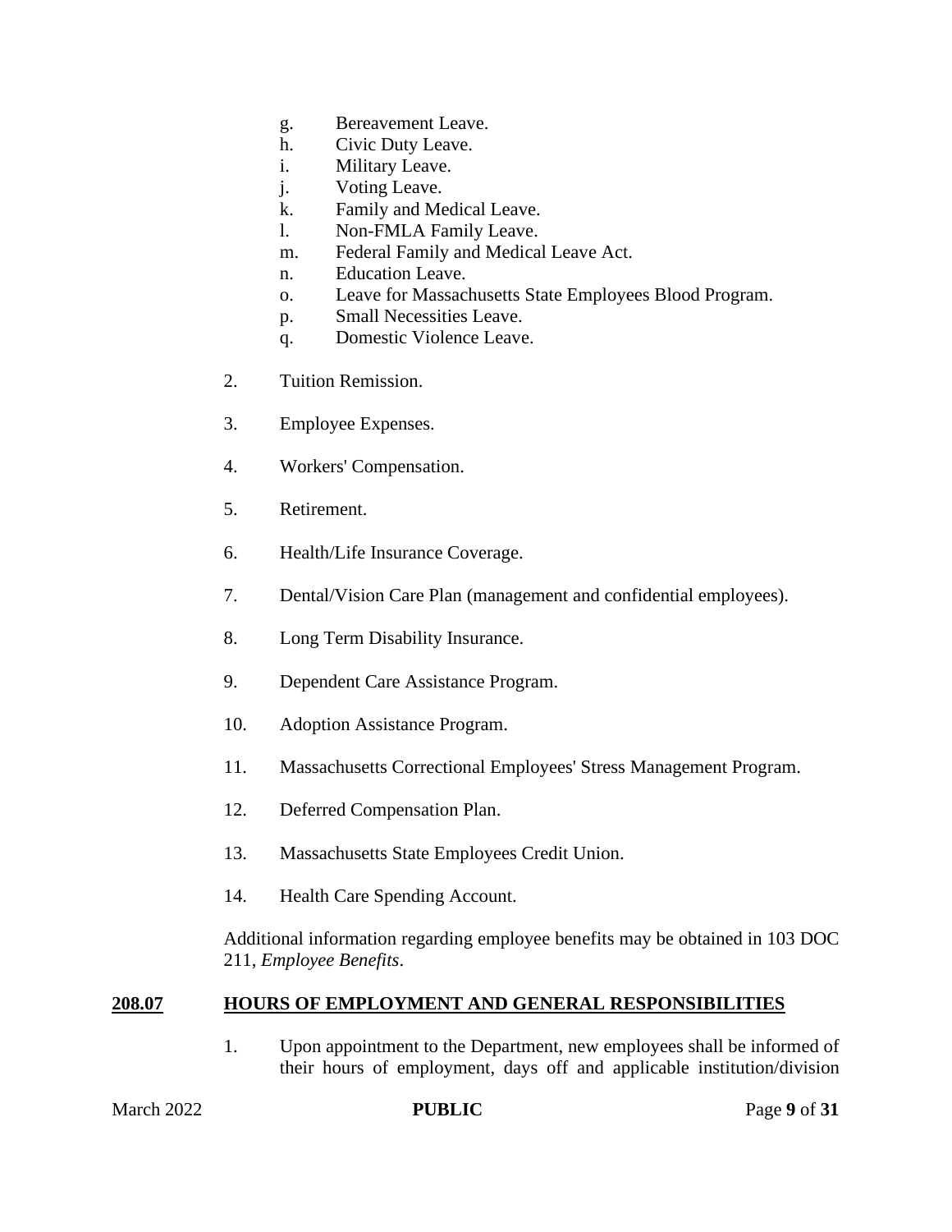g. Bereavement Leave.
h. Civic Duty Leave.
i. Military Leave.
j. Voting Leave.
k. Family and Medical Leave.
l. Non-FMLA Family Leave.
m. Federal Family and Medical Leave Act.
n. Education Leave.
o. Leave for Massachusetts State Employees Blood Program.
p. Small Necessities Leave.
q. Domestic Violence Leave.

2. Tuition Remission.

3. Employee Expenses.

4. Workers' Compensation.

5. Retirement.

6. Health/Life Insurance Coverage.

7. Dental/Vision Care Plan (management and confidential employees).

8. Long Term Disability Insurance.

9. Dependent Care Assistance Program.

10. Adoption Assistance Program.

11. Massachusetts Correctional Employees' Stress Management Program.

12. Deferred Compensation Plan.

13. Massachusetts State Employees Credit Union.

14. Health Care Spending Account.

Additional information regarding employee benefits may be obtained in 103 DOC 211, *Employee Benefits*.

## **208.07 HOURS OF EMPLOYMENT AND GENERAL RESPONSIBILITIES**

1. Upon appointment to the Department, new employees shall be informed of their hours of employment, days off and applicable institution/division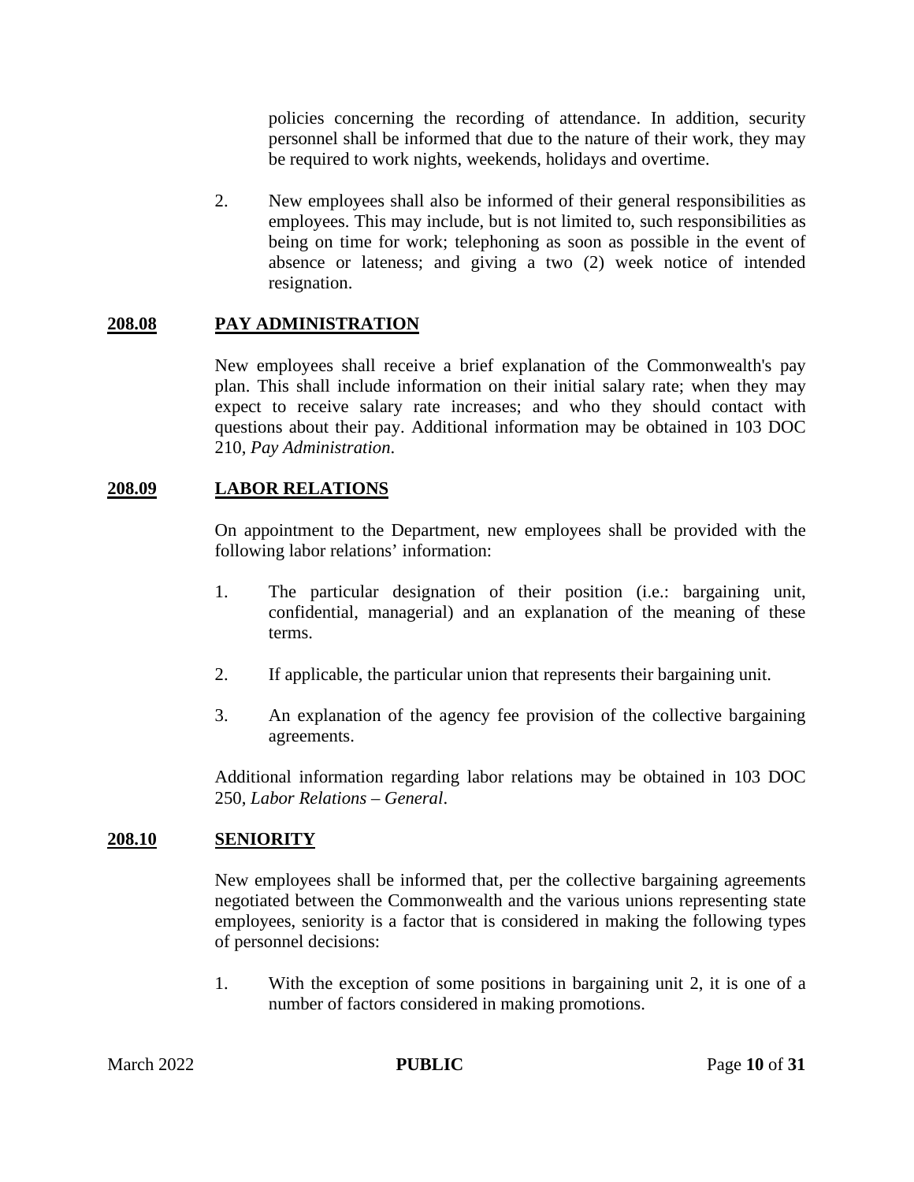policies concerning the recording of attendance. In addition, security personnel shall be informed that due to the nature of their work, they may be required to work nights, weekends, holidays and overtime.

2. New employees shall also be informed of their general responsibilities as employees. This may include, but is not limited to, such responsibilities as being on time for work; telephoning as soon as possible in the event of absence or lateness; and giving a two (2) week notice of intended resignation.

## 208.08 PAY ADMINISTRATION

New employees shall receive a brief explanation of the Commonwealth's pay plan. This shall include information on their initial salary rate; when they may expect to receive salary rate increases; and who they should contact with questions about their pay. Additional information may be obtained in 103 DOC 210, *Pay Administration*.

## 208.09 LABOR RELATIONS

On appointment to the Department, new employees shall be provided with the following labor relations' information:

1. The particular designation of their position (i.e.: bargaining unit, confidential, managerial) and an explanation of the meaning of these terms.

2. If applicable, the particular union that represents their bargaining unit.

3. An explanation of the agency fee provision of the collective bargaining agreements.

Additional information regarding labor relations may be obtained in 103 DOC 250, *Labor Relations – General*.

## 208.10 SENIORITY

New employees shall be informed that, per the collective bargaining agreements negotiated between the Commonwealth and the various unions representing state employees, seniority is a factor that is considered in making the following types of personnel decisions:

1. With the exception of some positions in bargaining unit 2, it is one of a number of factors considered in making promotions.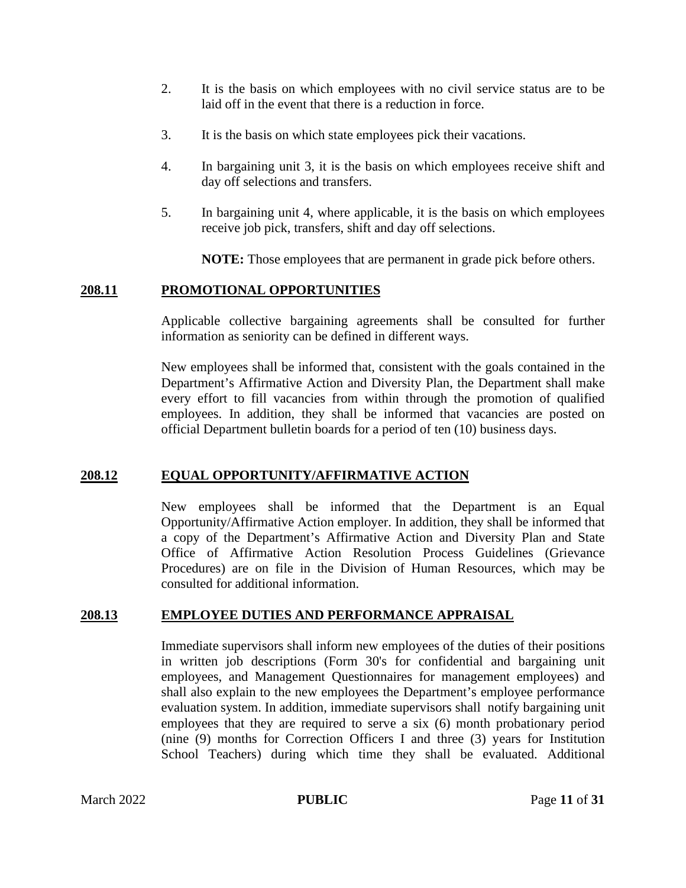2. It is the basis on which employees with no civil service status are to be laid off in the event that there is a reduction in force.

3. It is the basis on which state employees pick their vacations.

4. In bargaining unit 3, it is the basis on which employees receive shift and day off selections and transfers.

5. In bargaining unit 4, where applicable, it is the basis on which employees receive job pick, transfers, shift and day off selections.

   **NOTE:** Those employees that are permanent in grade pick before others.

## 208.11 PROMOTIONAL OPPORTUNITIES

Applicable collective bargaining agreements shall be consulted for further information as seniority can be defined in different ways.

New employees shall be informed that, consistent with the goals contained in the Department's Affirmative Action and Diversity Plan, the Department shall make every effort to fill vacancies from within through the promotion of qualified employees. In addition, they shall be informed that vacancies are posted on official Department bulletin boards for a period of ten (10) business days.

## 208.12 EQUAL OPPORTUNITY/AFFIRMATIVE ACTION

New employees shall be informed that the Department is an Equal Opportunity/Affirmative Action employer. In addition, they shall be informed that a copy of the Department's Affirmative Action and Diversity Plan and State Office of Affirmative Action Resolution Process Guidelines (Grievance Procedures) are on file in the Division of Human Resources, which may be consulted for additional information.

## 208.13 EMPLOYEE DUTIES AND PERFORMANCE APPRAISAL

Immediate supervisors shall inform new employees of the duties of their positions in written job descriptions (Form 30's for confidential and bargaining unit employees, and Management Questionnaires for management employees) and shall also explain to the new employees the Department's employee performance evaluation system. In addition, immediate supervisors shall notify bargaining unit employees that they are required to serve a six (6) month probationary period (nine (9) months for Correction Officers I and three (3) years for Institution School Teachers) during which time they shall be evaluated. Additional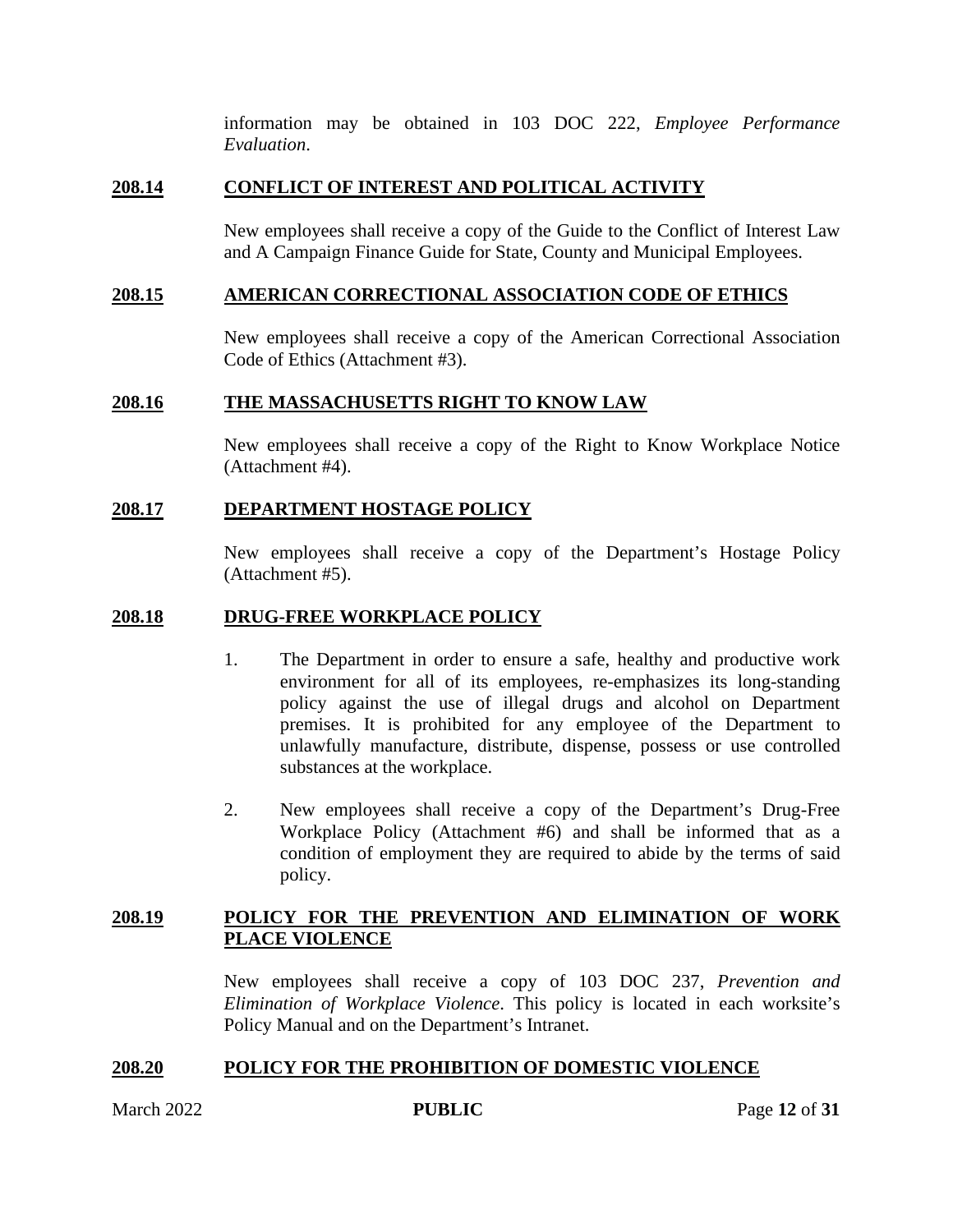information may be obtained in 103 DOC 222, *Employee Performance Evaluation*.

## 208.14 CONFLICT OF INTEREST AND POLITICAL ACTIVITY

New employees shall receive a copy of the Guide to the Conflict of Interest Law and A Campaign Finance Guide for State, County and Municipal Employees.

## 208.15 AMERICAN CORRECTIONAL ASSOCIATION CODE OF ETHICS

New employees shall receive a copy of the American Correctional Association Code of Ethics (Attachment #3).

## 208.16 THE MASSACHUSETTS RIGHT TO KNOW LAW

New employees shall receive a copy of the Right to Know Workplace Notice (Attachment #4).

## 208.17 DEPARTMENT HOSTAGE POLICY

New employees shall receive a copy of the Department's Hostage Policy (Attachment #5).

## 208.18 DRUG-FREE WORKPLACE POLICY

1. The Department in order to ensure a safe, healthy and productive work environment for all of its employees, re-emphasizes its long-standing policy against the use of illegal drugs and alcohol on Department premises. It is prohibited for any employee of the Department to unlawfully manufacture, distribute, dispense, possess or use controlled substances at the workplace.

2. New employees shall receive a copy of the Department's Drug-Free Workplace Policy (Attachment #6) and shall be informed that as a condition of employment they are required to abide by the terms of said policy.

## 208.19 POLICY FOR THE PREVENTION AND ELIMINATION OF WORK PLACE VIOLENCE

New employees shall receive a copy of 103 DOC 237, *Prevention and Elimination of Workplace Violence*. This policy is located in each worksite's Policy Manual and on the Department's Intranet.

## 208.20 POLICY FOR THE PROHIBITION OF DOMESTIC VIOLENCE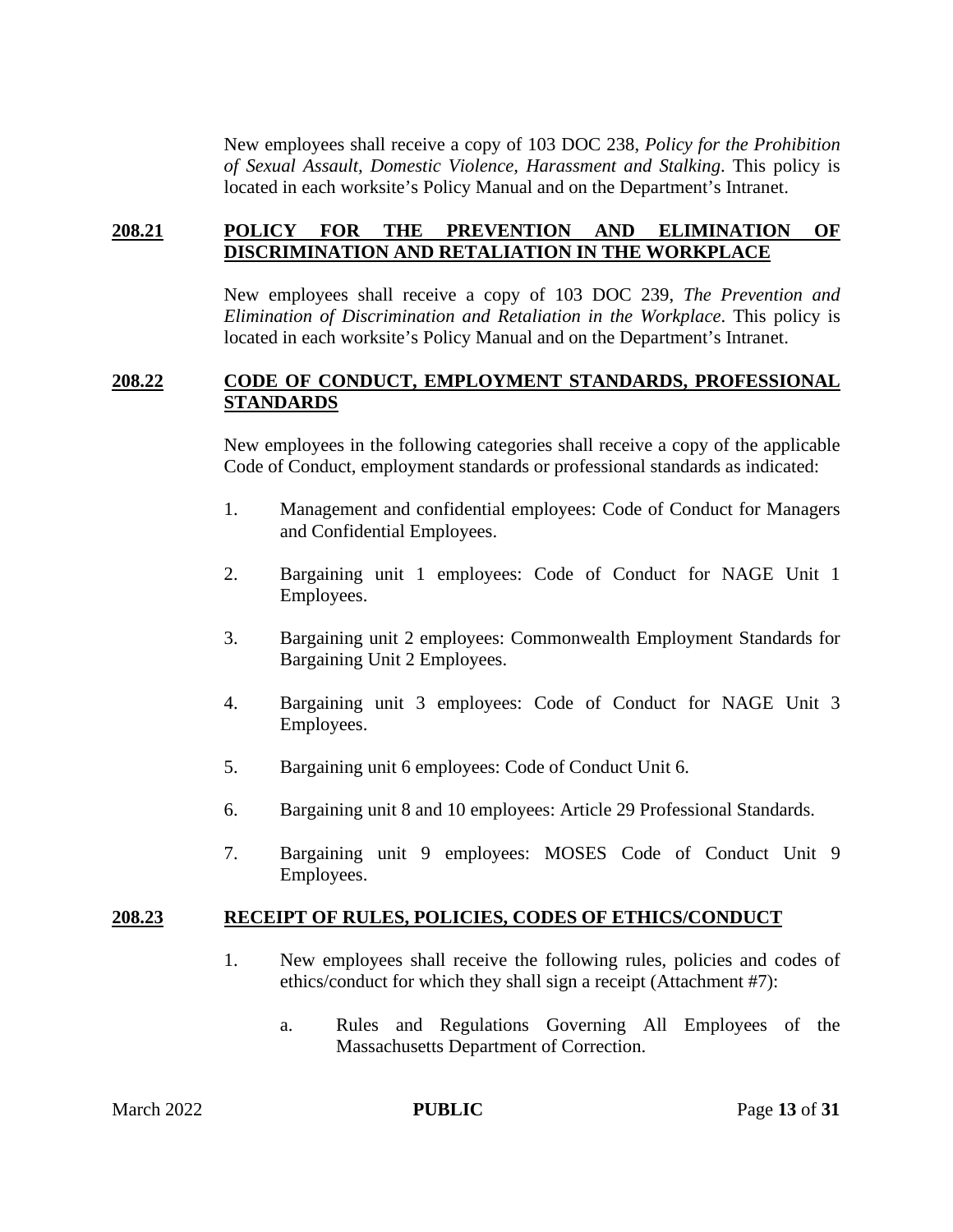New employees shall receive a copy of 103 DOC 238, *Policy for the Prohibition of Sexual Assault, Domestic Violence, Harassment and Stalking*. This policy is located in each worksite's Policy Manual and on the Department's Intranet.

## 208.21 POLICY FOR THE PREVENTION AND ELIMINATION OF DISCRIMINATION AND RETALIATION IN THE WORKPLACE

New employees shall receive a copy of 103 DOC 239, *The Prevention and Elimination of Discrimination and Retaliation in the Workplace*. This policy is located in each worksite's Policy Manual and on the Department's Intranet.

## 208.22 CODE OF CONDUCT, EMPLOYMENT STANDARDS, PROFESSIONAL STANDARDS

New employees in the following categories shall receive a copy of the applicable Code of Conduct, employment standards or professional standards as indicated:

1. Management and confidential employees: Code of Conduct for Managers and Confidential Employees.
2. Bargaining unit 1 employees: Code of Conduct for NAGE Unit 1 Employees.
3. Bargaining unit 2 employees: Commonwealth Employment Standards for Bargaining Unit 2 Employees.
4. Bargaining unit 3 employees: Code of Conduct for NAGE Unit 3 Employees.
5. Bargaining unit 6 employees: Code of Conduct Unit 6.
6. Bargaining unit 8 and 10 employees: Article 29 Professional Standards.
7. Bargaining unit 9 employees: MOSES Code of Conduct Unit 9 Employees.

## 208.23 RECEIPT OF RULES, POLICIES, CODES OF ETHICS/CONDUCT

1. New employees shall receive the following rules, policies and codes of ethics/conduct for which they shall sign a receipt (Attachment #7):
   a. Rules and Regulations Governing All Employees of the Massachusetts Department of Correction.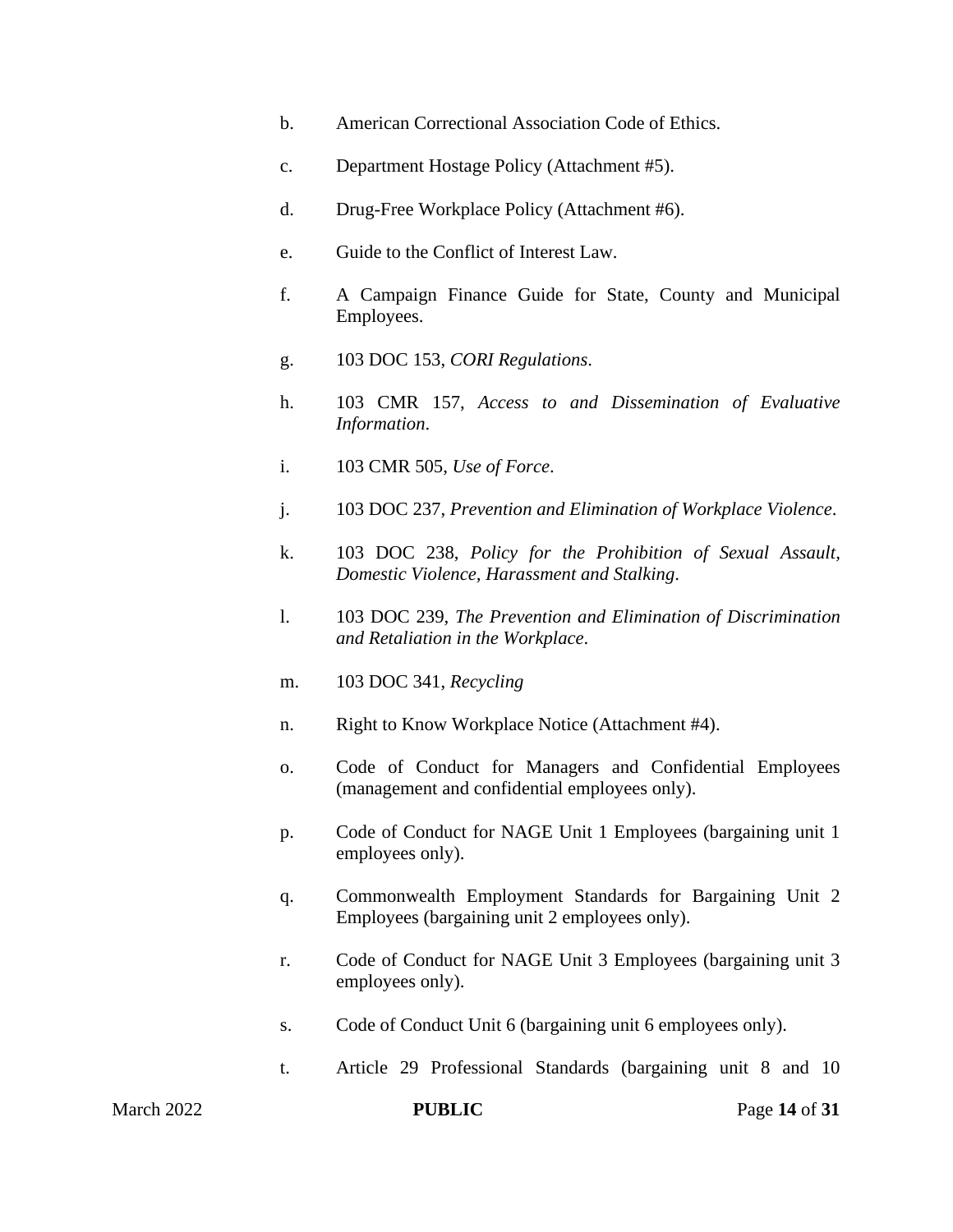b. American Correctional Association Code of Ethics.

c. Department Hostage Policy (Attachment #5).

d. Drug-Free Workplace Policy (Attachment #6).

e. Guide to the Conflict of Interest Law.

f. A Campaign Finance Guide for State, County and Municipal Employees.

g. 103 DOC 153, *CORI Regulations*.

h. 103 CMR 157, *Access to and Dissemination of Evaluative Information*.

i. 103 CMR 505, *Use of Force*.

j. 103 DOC 237, *Prevention and Elimination of Workplace Violence*.

k. 103 DOC 238, *Policy for the Prohibition of Sexual Assault, Domestic Violence, Harassment and Stalking*.

l. 103 DOC 239, *The Prevention and Elimination of Discrimination and Retaliation in the Workplace*.

m. 103 DOC 341, *Recycling*

n. Right to Know Workplace Notice (Attachment #4).

o. Code of Conduct for Managers and Confidential Employees (management and confidential employees only).

p. Code of Conduct for NAGE Unit 1 Employees (bargaining unit 1 employees only).

q. Commonwealth Employment Standards for Bargaining Unit 2 Employees (bargaining unit 2 employees only).

r. Code of Conduct for NAGE Unit 3 Employees (bargaining unit 3 employees only).

s. Code of Conduct Unit 6 (bargaining unit 6 employees only).

t. Article 29 Professional Standards (bargaining unit 8 and 10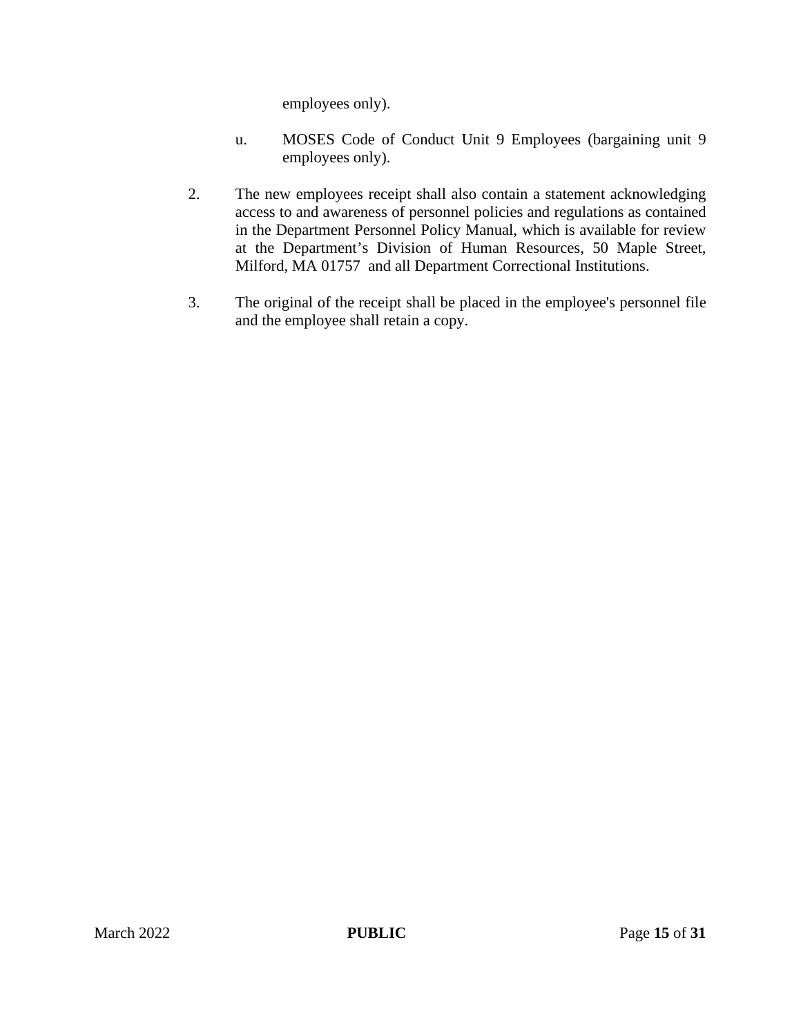employees only).

u. MOSES Code of Conduct Unit 9 Employees (bargaining unit 9 employees only).

2. The new employees receipt shall also contain a statement acknowledging access to and awareness of personnel policies and regulations as contained in the Department Personnel Policy Manual, which is available for review at the Department's Division of Human Resources, 50 Maple Street, Milford, MA 01757 and all Department Correctional Institutions.

3. The original of the receipt shall be placed in the employee's personnel file and the employee shall retain a copy.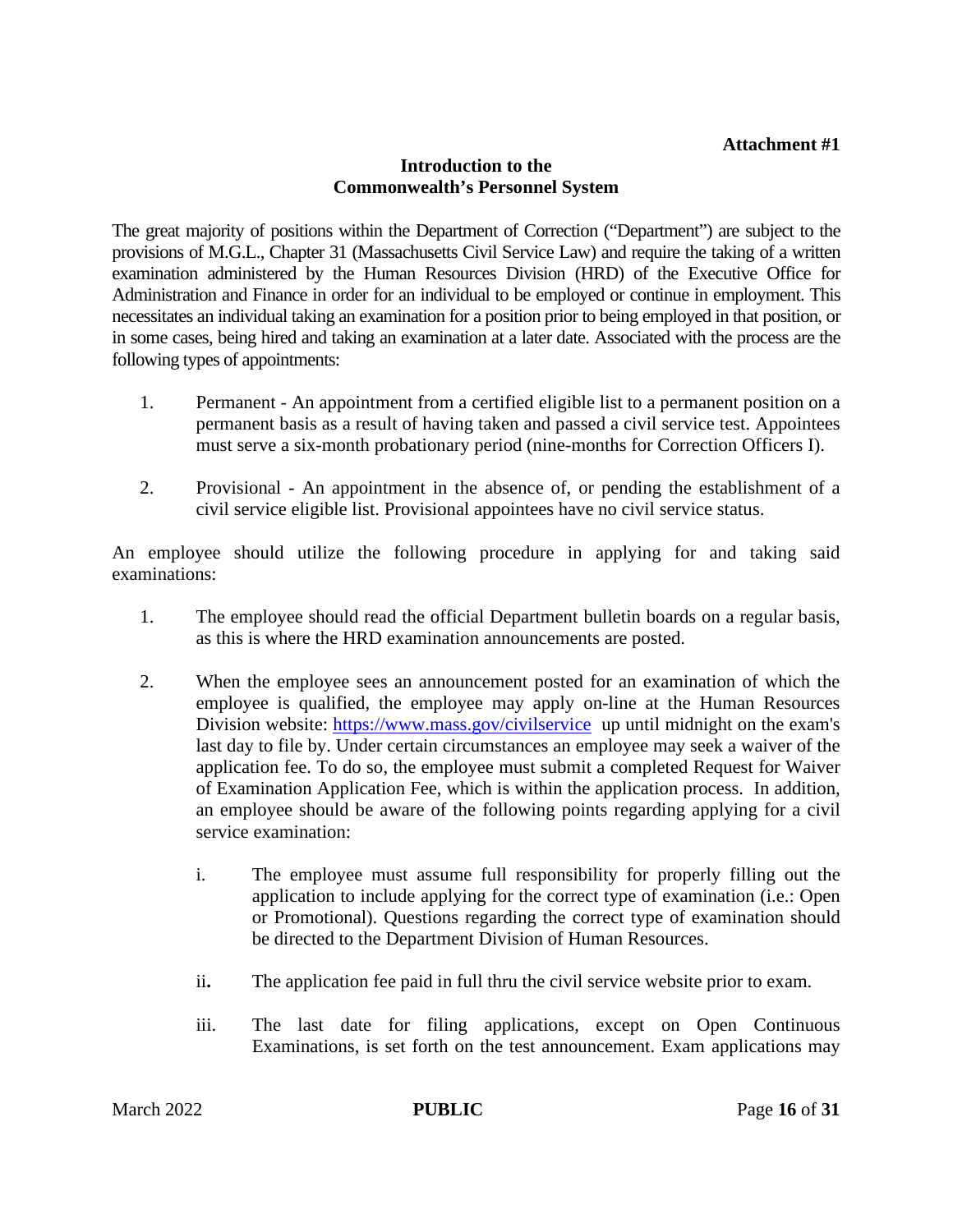**Attachment #1**

## Introduction to the Commonwealth's Personnel System

The great majority of positions within the Department of Correction ("Department") are subject to the provisions of M.G.L., Chapter 31 (Massachusetts Civil Service Law) and require the taking of a written examination administered by the Human Resources Division (HRD) of the Executive Office for Administration and Finance in order for an individual to be employed or continue in employment. This necessitates an individual taking an examination for a position prior to being employed in that position, or in some cases, being hired and taking an examination at a later date. Associated with the process are the following types of appointments:

1. Permanent - An appointment from a certified eligible list to a permanent position on a permanent basis as a result of having taken and passed a civil service test. Appointees must serve a six-month probationary period (nine-months for Correction Officers I).

2. Provisional - An appointment in the absence of, or pending the establishment of a civil service eligible list. Provisional appointees have no civil service status.

An employee should utilize the following procedure in applying for and taking said examinations:

1. The employee should read the official Department bulletin boards on a regular basis, as this is where the HRD examination announcements are posted.

2. When the employee sees an announcement posted for an examination of which the employee is qualified, the employee may apply on-line at the Human Resources Division website: [https://www.mass.gov/civilservice](https://www.mass.gov/civilservice) up until midnight on the exam's last day to file by. Under certain circumstances an employee may seek a waiver of the application fee. To do so, the employee must submit a completed Request for Waiver of Examination Application Fee, which is within the application process. In addition, an employee should be aware of the following points regarding applying for a civil service examination:

   i. The employee must assume full responsibility for properly filling out the application to include applying for the correct type of examination (i.e.: Open or Promotional). Questions regarding the correct type of examination should be directed to the Department Division of Human Resources.

   ii. The application fee paid in full thru the civil service website prior to exam.

   iii. The last date for filing applications, except on Open Continuous Examinations, is set forth on the test announcement. Exam applications may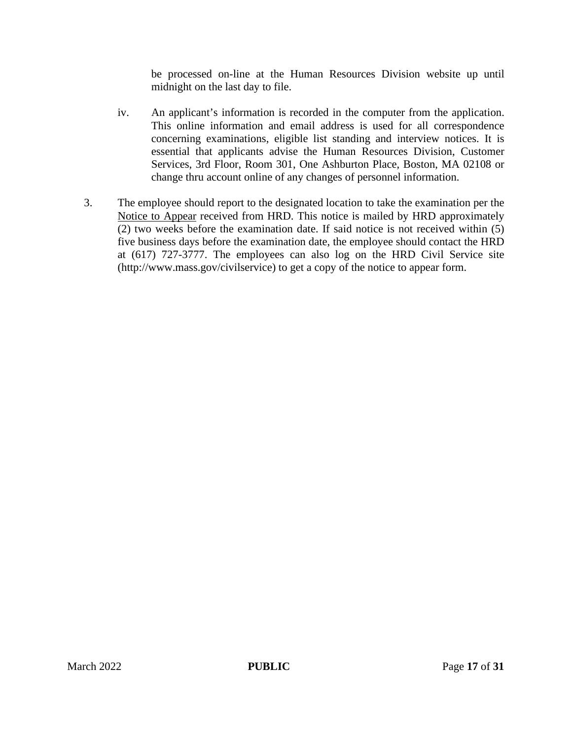be processed on-line at the Human Resources Division website up until midnight on the last day to file.

iv. An applicant's information is recorded in the computer from the application. This online information and email address is used for all correspondence concerning examinations, eligible list standing and interview notices. It is essential that applicants advise the Human Resources Division, Customer Services, 3rd Floor, Room 301, One Ashburton Place, Boston, MA 02108 or change thru account online of any changes of personnel information.

3. The employee should report to the designated location to take the examination per the Notice to Appear received from HRD. This notice is mailed by HRD approximately (2) two weeks before the examination date. If said notice is not received within (5) five business days before the examination date, the employee should contact the HRD at (617) 727-3777. The employees can also log on the HRD Civil Service site (http://www.mass.gov/civilservice) to get a copy of the notice to appear form.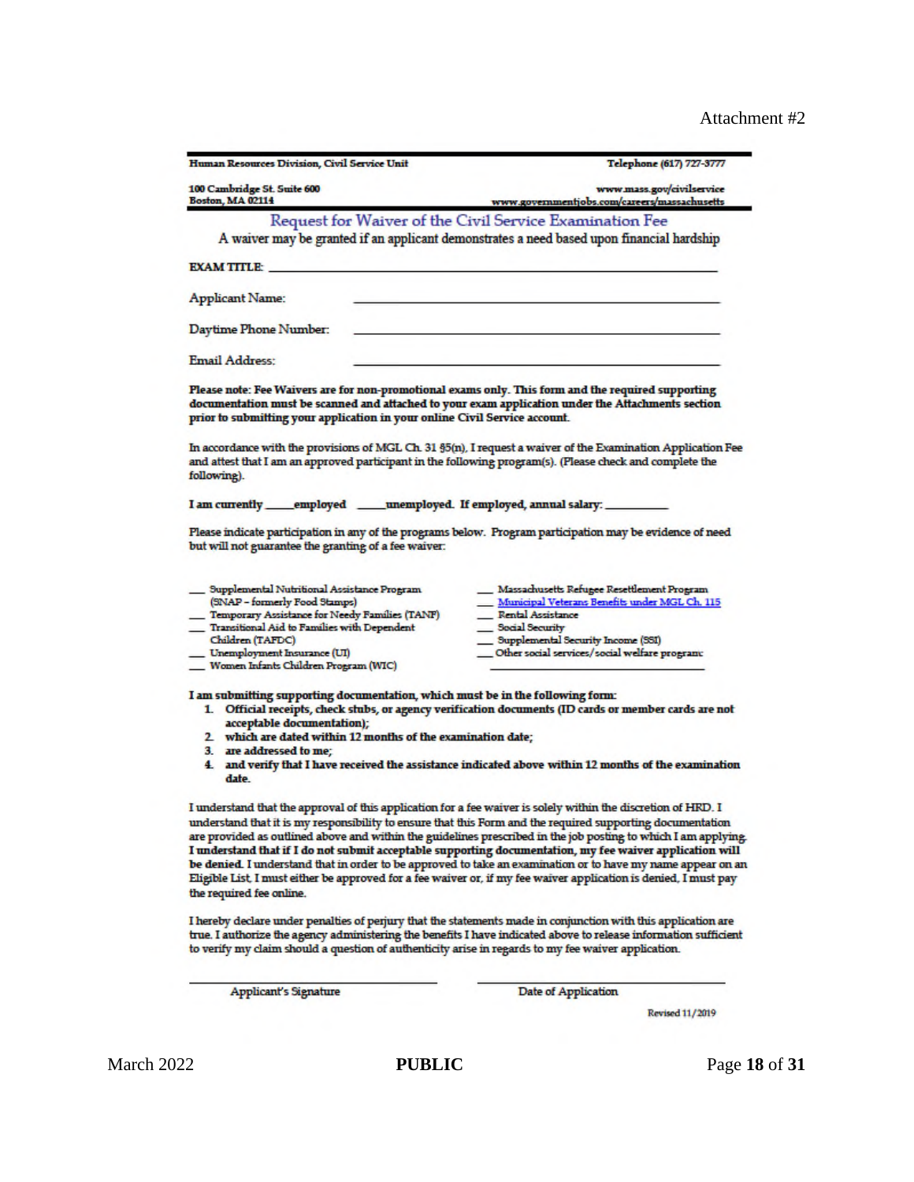Attachment #2

**Human Resources Division, Civil Service Unit** — **Telephone (617) 727-3777**

**100 Cambridge St. Suite 600**
**Boston, MA 02114**

**www.mass.gov/civilservice**
**www.governmentjobs.com/careers/massachusetts**

# Request for Waiver of the Civil Service Examination Fee

A waiver may be granted if an applicant demonstrates a need based upon financial hardship

**EXAM TITLE:** ______________________________________________

Applicant Name: ______________________________________________

Daytime Phone Number: ______________________________________________

Email Address: ______________________________________________

**Please note: Fee Waivers are for non-promotional exams only. This form and the required supporting documentation must be scanned and attached to your exam application under the Attachments section prior to submitting your application in your online Civil Service account.**

In accordance with the provisions of MGL Ch. 31 §5(n), I request a waiver of the Examination Application Fee and attest that I am an approved participant in the following program(s). (Please check and complete the following).

**I am currently \_\_\_\_employed \_\_\_\_unemployed. If employed, annual salary: \_\_\_\_\_\_\_\_\_\_**

Please indicate participation in any of the programs below. Program participation may be evidence of need but will not guarantee the granting of a fee waiver:

- \_\_\_ Supplemental Nutritional Assistance Program (SNAP – formerly Food Stamps)
- \_\_\_ Temporary Assistance for Needy Families (TANF)
- \_\_\_ Transitional Aid to Families with Dependent Children (TAFDC)
- \_\_\_ Unemployment Insurance (UI)
- \_\_\_ Women Infants Children Program (WIC)
- \_\_\_ Massachusetts Refugee Resettlement Program
- \_\_\_ Municipal Veterans Benefits under MGL Ch. 115
- \_\_\_ Rental Assistance
- \_\_\_ Social Security
- \_\_\_ Supplemental Security Income (SSI)
- \_\_\_ Other social services/social welfare program: \_\_\_\_\_\_\_\_\_\_\_\_\_\_\_\_\_\_\_\_

**I am submitting supporting documentation, which must be in the following form:**

1. **Official receipts, check stubs, or agency verification documents (ID cards or member cards are not acceptable documentation);**
2. **which are dated within 12 months of the examination date;**
3. **are addressed to me;**
4. **and verify that I have received the assistance indicated above within 12 months of the examination date.**

I understand that the approval of this application for a fee waiver is solely within the discretion of HRD. I understand that it is my responsibility to ensure that this Form and the required supporting documentation are provided as outlined above and within the guidelines prescribed in the job posting to which I am applying. **I understand that if I do not submit acceptable supporting documentation, my fee waiver application will be denied.** I understand that in order to be approved to take an examination or to have my name appear on an Eligible List, I must either be approved for a fee waiver or, if my fee waiver application is denied, I must pay the required fee online.

I hereby declare under penalties of perjury that the statements made in conjunction with this application are true. I authorize the agency administering the benefits I have indicated above to release information sufficient to verify my claim should a question of authenticity arise in regards to my fee waiver application.

\_\_\_\_\_\_\_\_\_\_\_\_\_\_\_\_\_\_\_\_\_\_\_\_\_\_\_\_ \_\_\_\_\_\_\_\_\_\_\_\_\_\_\_\_\_\_\_\_\_\_\_\_\_\_\_\_
Applicant's Signature Date of Application

Revised 11/2019

March 2022 **PUBLIC**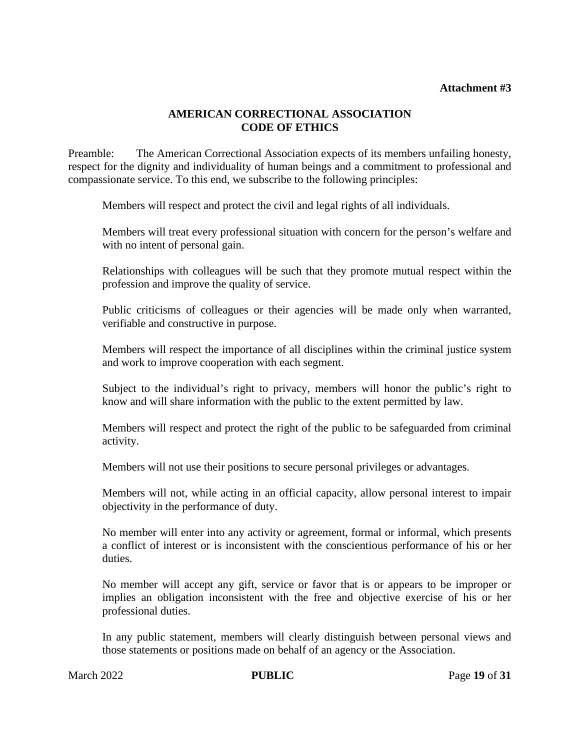**Attachment #3**

# AMERICAN CORRECTIONAL ASSOCIATION CODE OF ETHICS

Preamble: The American Correctional Association expects of its members unfailing honesty, respect for the dignity and individuality of human beings and a commitment to professional and compassionate service. To this end, we subscribe to the following principles:

Members will respect and protect the civil and legal rights of all individuals.

Members will treat every professional situation with concern for the person's welfare and with no intent of personal gain.

Relationships with colleagues will be such that they promote mutual respect within the profession and improve the quality of service.

Public criticisms of colleagues or their agencies will be made only when warranted, verifiable and constructive in purpose.

Members will respect the importance of all disciplines within the criminal justice system and work to improve cooperation with each segment.

Subject to the individual's right to privacy, members will honor the public's right to know and will share information with the public to the extent permitted by law.

Members will respect and protect the right of the public to be safeguarded from criminal activity.

Members will not use their positions to secure personal privileges or advantages.

Members will not, while acting in an official capacity, allow personal interest to impair objectivity in the performance of duty.

No member will enter into any activity or agreement, formal or informal, which presents a conflict of interest or is inconsistent with the conscientious performance of his or her duties.

No member will accept any gift, service or favor that is or appears to be improper or implies an obligation inconsistent with the free and objective exercise of his or her professional duties.

In any public statement, members will clearly distinguish between personal views and those statements or positions made on behalf of an agency or the Association.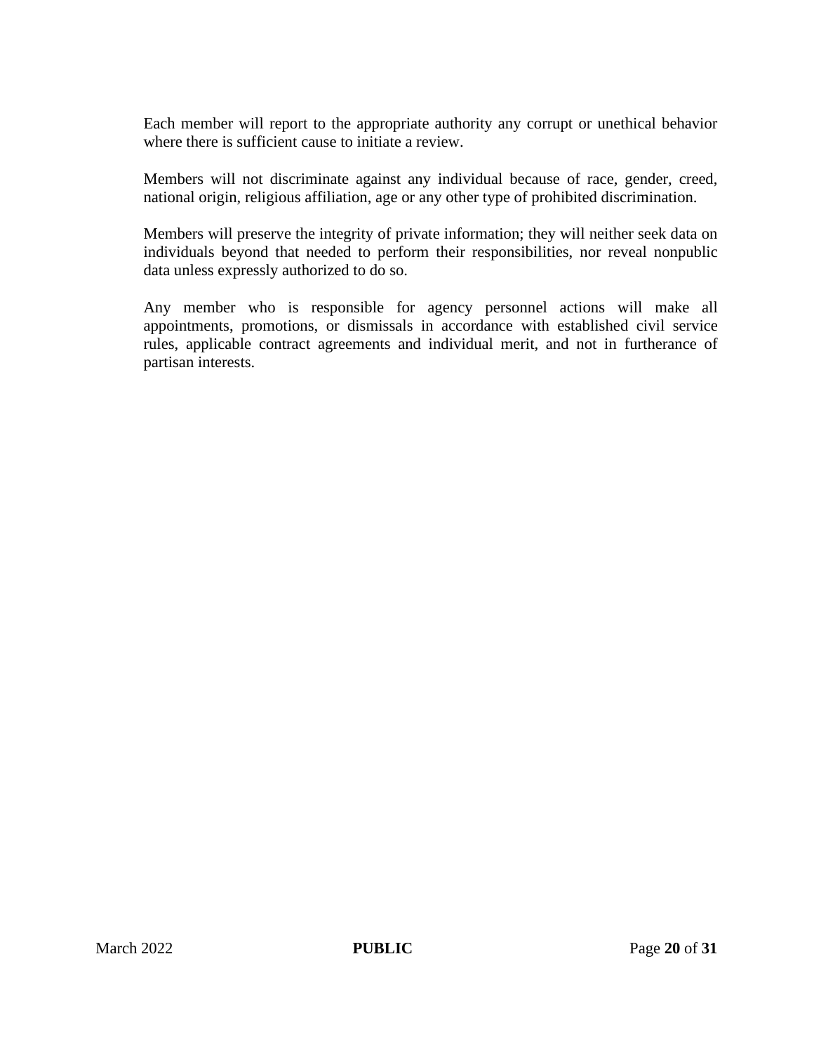Each member will report to the appropriate authority any corrupt or unethical behavior where there is sufficient cause to initiate a review.

Members will not discriminate against any individual because of race, gender, creed, national origin, religious affiliation, age or any other type of prohibited discrimination.

Members will preserve the integrity of private information; they will neither seek data on individuals beyond that needed to perform their responsibilities, nor reveal nonpublic data unless expressly authorized to do so.

Any member who is responsible for agency personnel actions will make all appointments, promotions, or dismissals in accordance with established civil service rules, applicable contract agreements and individual merit, and not in furtherance of partisan interests.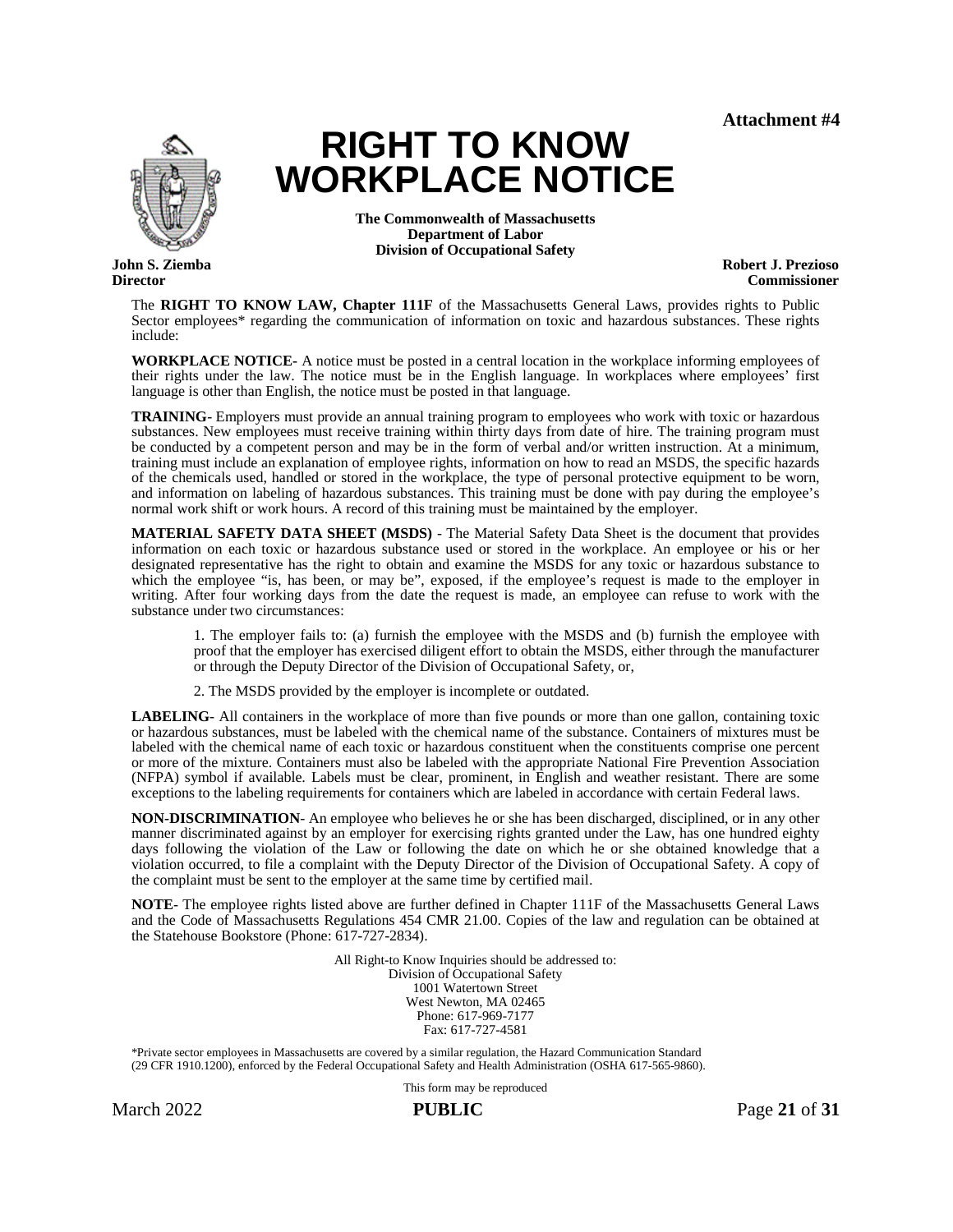Attachment #4

# RIGHT TO KNOW WORKPLACE NOTICE

**The Commonwealth of Massachusetts**
**Department of Labor**
**Division of Occupational Safety**

**John S. Ziemba**
**Director**

**Robert J. Prezioso**
**Commissioner**

The **RIGHT TO KNOW LAW, Chapter 111F** of the Massachusetts General Laws, provides rights to Public Sector employees* regarding the communication of information on toxic and hazardous substances. These rights include:

**WORKPLACE NOTICE-** A notice must be posted in a central location in the workplace informing employees of their rights under the law. The notice must be in the English language. In workplaces where employees' first language is other than English, the notice must be posted in that language.

**TRAINING**- Employers must provide an annual training program to employees who work with toxic or hazardous substances. New employees must receive training within thirty days from date of hire. The training program must be conducted by a competent person and may be in the form of verbal and/or written instruction. At a minimum, training must include an explanation of employee rights, information on how to read an MSDS, the specific hazards of the chemicals used, handled or stored in the workplace, the type of personal protective equipment to be worn, and information on labeling of hazardous substances. This training must be done with pay during the employee's normal work shift or work hours. A record of this training must be maintained by the employer.

**MATERIAL SAFETY DATA SHEET (MSDS)** - The Material Safety Data Sheet is the document that provides information on each toxic or hazardous substance used or stored in the workplace. An employee or his or her designated representative has the right to obtain and examine the MSDS for any toxic or hazardous substance to which the employee "is, has been, or may be", exposed, if the employee's request is made to the employer in writing. After four working days from the date the request is made, an employee can refuse to work with the substance under two circumstances:

> 1. The employer fails to: (a) furnish the employee with the MSDS and (b) furnish the employee with proof that the employer has exercised diligent effort to obtain the MSDS, either through the manufacturer or through the Deputy Director of the Division of Occupational Safety, or,
>
> 2. The MSDS provided by the employer is incomplete or outdated.

**LABELING**- All containers in the workplace of more than five pounds or more than one gallon, containing toxic or hazardous substances, must be labeled with the chemical name of the substance. Containers of mixtures must be labeled with the chemical name of each toxic or hazardous constituent when the constituents comprise one percent or more of the mixture. Containers must also be labeled with the appropriate National Fire Prevention Association (NFPA) symbol if available. Labels must be clear, prominent, in English and weather resistant. There are some exceptions to the labeling requirements for containers which are labeled in accordance with certain Federal laws.

**NON-DISCRIMINATION**- An employee who believes he or she has been discharged, disciplined, or in any other manner discriminated against by an employer for exercising rights granted under the Law, has one hundred eighty days following the violation of the Law or following the date on which he or she obtained knowledge that a violation occurred, to file a complaint with the Deputy Director of the Division of Occupational Safety. A copy of the complaint must be sent to the employer at the same time by certified mail.

**NOTE**- The employee rights listed above are further defined in Chapter 111F of the Massachusetts General Laws and the Code of Massachusetts Regulations 454 CMR 21.00. Copies of the law and regulation can be obtained at the Statehouse Bookstore (Phone: 617-727-2834).

All Right-to Know Inquiries should be addressed to:
Division of Occupational Safety
1001 Watertown Street
West Newton, MA 02465
Phone: 617-969-7177
Fax: 617-727-4581

*Private sector employees in Massachusetts are covered by a similar regulation, the Hazard Communication Standard (29 CFR 1910.1200), enforced by the Federal Occupational Safety and Health Administration (OSHA 617-565-9860).

This form may be reproduced

March 2022 **PUBLIC**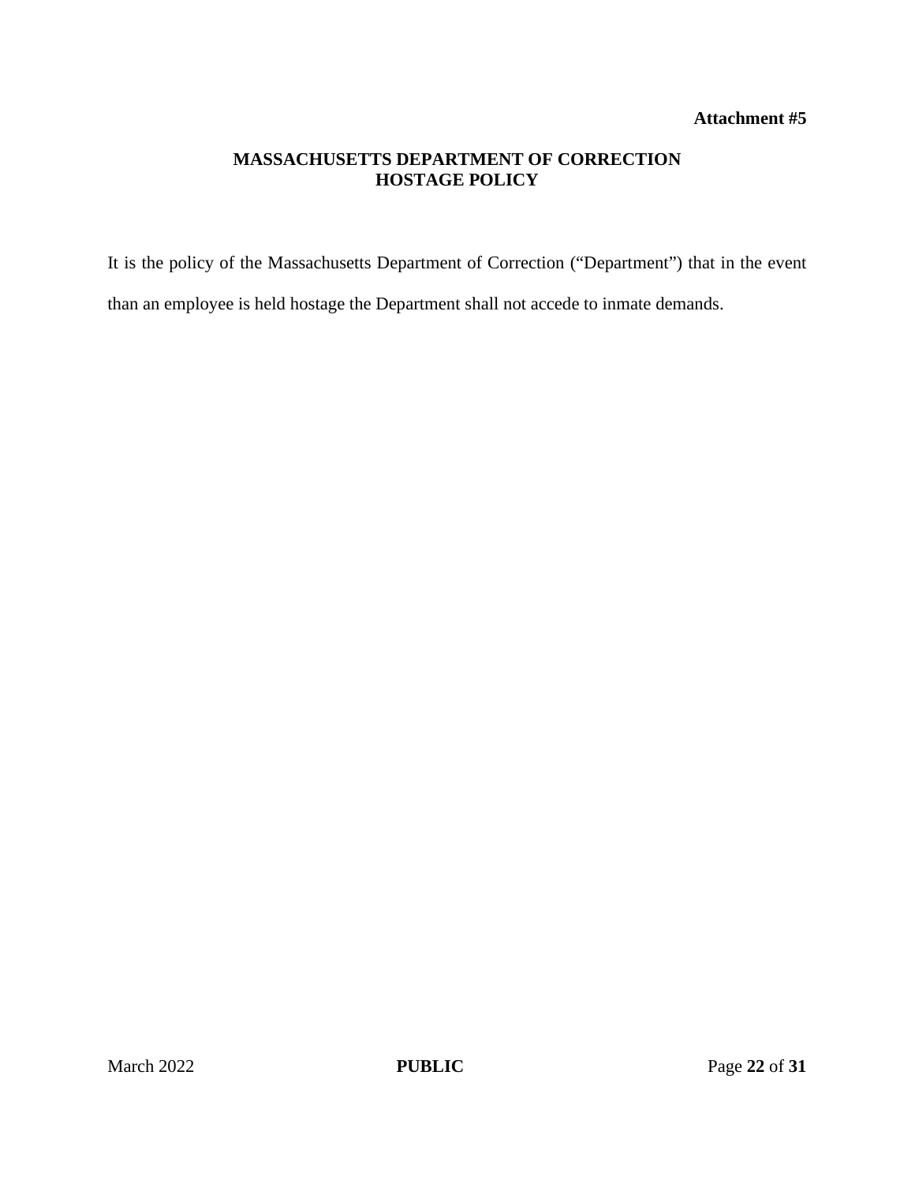**Attachment #5**

# MASSACHUSETTS DEPARTMENT OF CORRECTION
## HOSTAGE POLICY

It is the policy of the Massachusetts Department of Correction ("Department") that in the event than an employee is held hostage the Department shall not accede to inmate demands.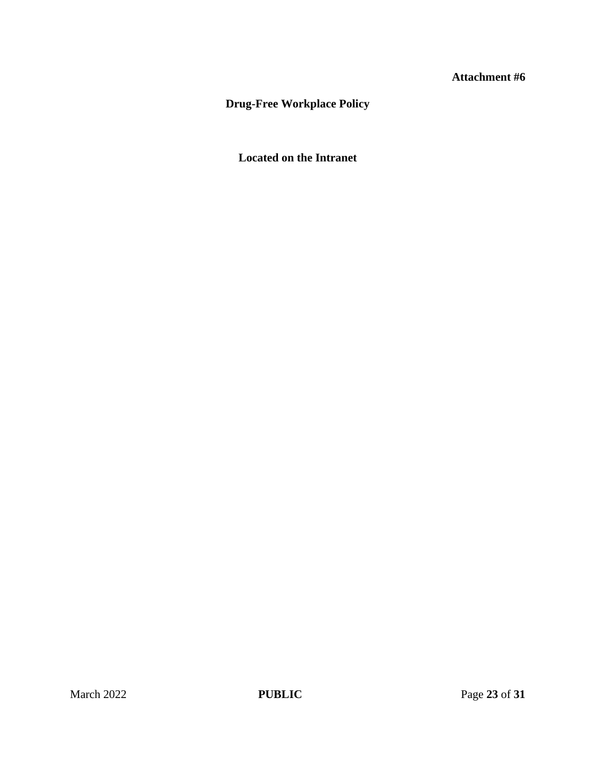**Attachment #6**

# Drug-Free Workplace Policy

**Located on the Intranet**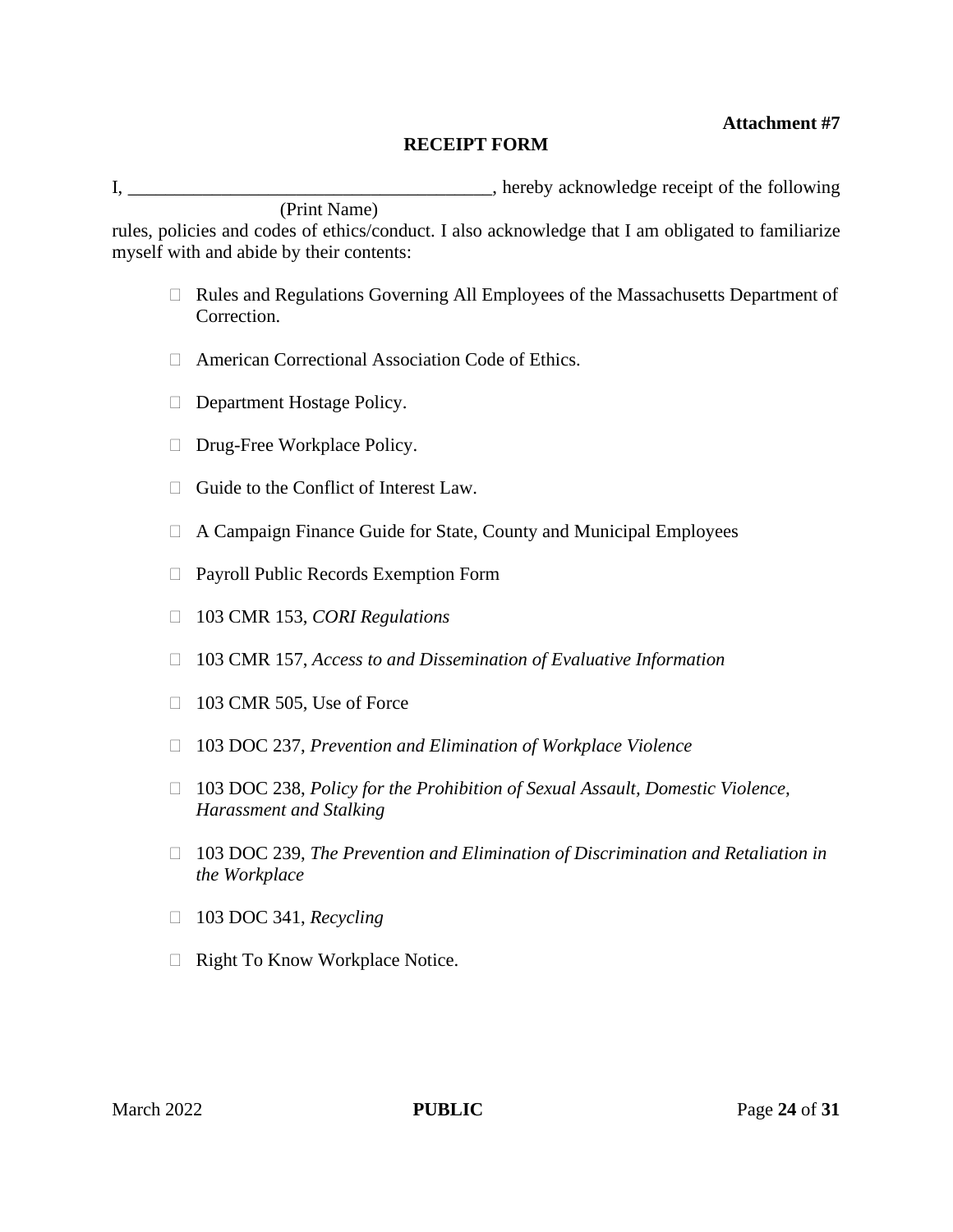**Attachment #7**

**RECEIPT FORM**

I, _______________________________________, hereby acknowledge receipt of the following
(Print Name)
rules, policies and codes of ethics/conduct. I also acknowledge that I am obligated to familiarize myself with and abide by their contents:

- ☐ Rules and Regulations Governing All Employees of the Massachusetts Department of Correction.
- ☐ American Correctional Association Code of Ethics.
- ☐ Department Hostage Policy.
- ☐ Drug-Free Workplace Policy.
- ☐ Guide to the Conflict of Interest Law.
- ☐ A Campaign Finance Guide for State, County and Municipal Employees
- ☐ Payroll Public Records Exemption Form
- ☐ 103 CMR 153, *CORI Regulations*
- ☐ 103 CMR 157, *Access to and Dissemination of Evaluative Information*
- ☐ 103 CMR 505, Use of Force
- ☐ 103 DOC 237, *Prevention and Elimination of Workplace Violence*
- ☐ 103 DOC 238, *Policy for the Prohibition of Sexual Assault, Domestic Violence, Harassment and Stalking*
- ☐ 103 DOC 239, *The Prevention and Elimination of Discrimination and Retaliation in the Workplace*
- ☐ 103 DOC 341, *Recycling*
- ☐ Right To Know Workplace Notice.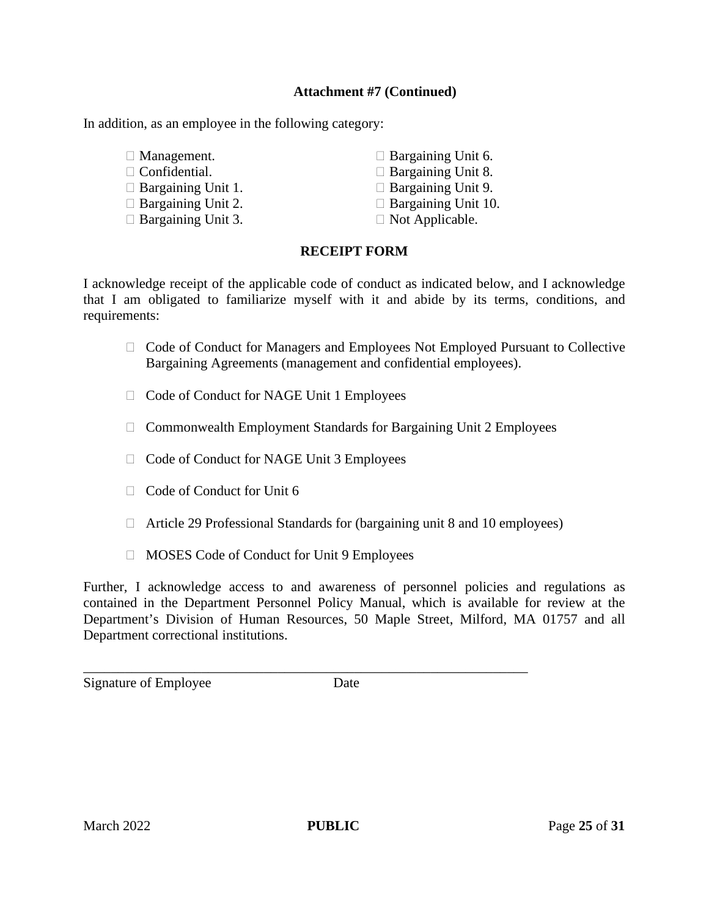**Attachment #7 (Continued)**

In addition, as an employee in the following category:

- ☐ Management.
- ☐ Confidential.
- ☐ Bargaining Unit 1.
- ☐ Bargaining Unit 2.
- ☐ Bargaining Unit 3.
- ☐ Bargaining Unit 6.
- ☐ Bargaining Unit 8.
- ☐ Bargaining Unit 9.
- ☐ Bargaining Unit 10.
- ☐ Not Applicable.

**RECEIPT FORM**

I acknowledge receipt of the applicable code of conduct as indicated below, and I acknowledge that I am obligated to familiarize myself with it and abide by its terms, conditions, and requirements:

- ☐ Code of Conduct for Managers and Employees Not Employed Pursuant to Collective Bargaining Agreements (management and confidential employees).
- ☐ Code of Conduct for NAGE Unit 1 Employees
- ☐ Commonwealth Employment Standards for Bargaining Unit 2 Employees
- ☐ Code of Conduct for NAGE Unit 3 Employees
- ☐ Code of Conduct for Unit 6
- ☐ Article 29 Professional Standards for (bargaining unit 8 and 10 employees)
- ☐ MOSES Code of Conduct for Unit 9 Employees

Further, I acknowledge access to and awareness of personnel policies and regulations as contained in the Department Personnel Policy Manual, which is available for review at the Department's Division of Human Resources, 50 Maple Street, Milford, MA 01757 and all Department correctional institutions.

\_\_\_\_\_\_\_\_\_\_\_\_\_\_\_\_\_\_\_\_\_\_\_\_\_\_\_\_\_\_\_\_\_\_\_\_\_\_\_\_\_\_\_\_\_\_\_\_\_\_\_\_\_\_\_\_\_\_\_\_\_\_\_\_

Signature of Employee Date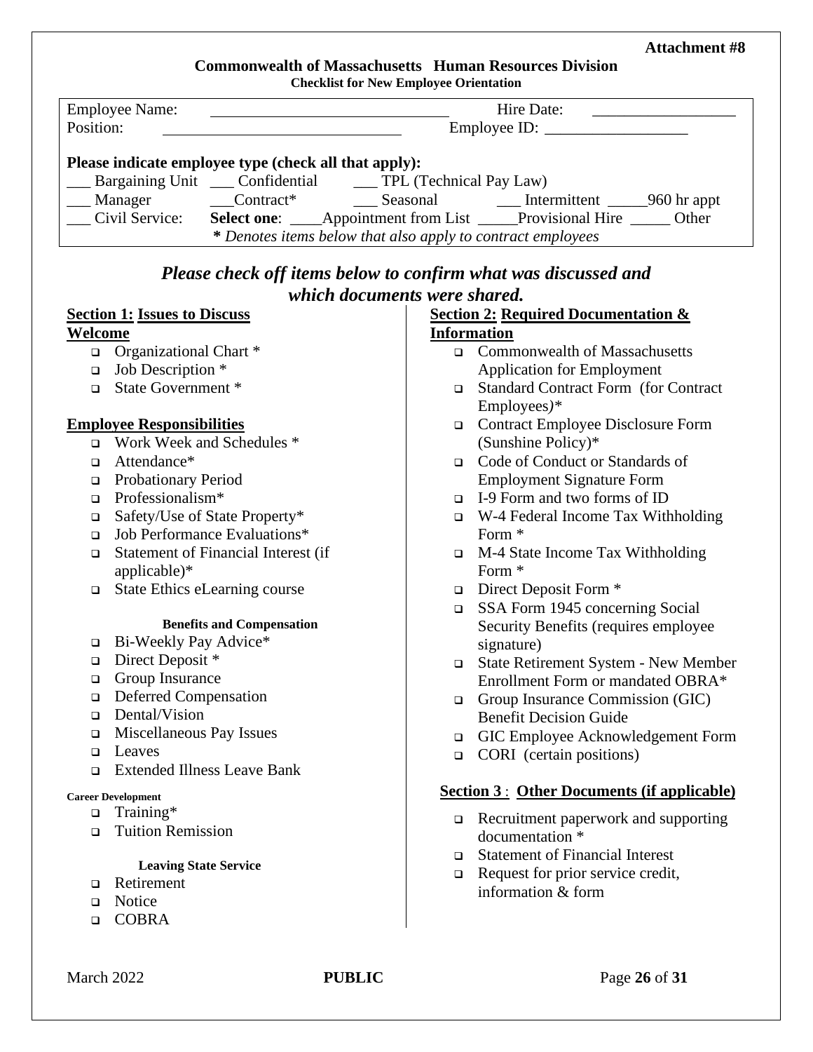**Attachment #8**

## Commonwealth of Massachusetts Human Resources Division

**Checklist for New Employee Orientation**

Employee Name: ______________________________ Hire Date: __________________

Position: ______________________________ Employee ID: __________________

**Please indicate employee type (check all that apply):**

___ Bargaining Unit ___ Confidential ___ TPL (Technical Pay Law)

___ Manager ___Contract* ___ Seasonal ___ Intermittent _____960 hr appt

___ Civil Service: **Select one**: ____Appointment from List _____Provisional Hire _____ Other

***** *Denotes items below that also apply to contract employees*

### *Please check off items below to confirm what was discussed and which documents were shared.*

**Section 1: Issues to Discuss**

**Welcome**

- Organizational Chart *
- Job Description *
- State Government *

**Employee Responsibilities**

- Work Week and Schedules *
- Attendance*
- Probationary Period
- Professionalism*
- Safety/Use of State Property*
- Job Performance Evaluations*
- Statement of Financial Interest (if applicable)*
- State Ethics eLearning course

**Benefits and Compensation**

- Bi-Weekly Pay Advice*
- Direct Deposit *
- Group Insurance
- Deferred Compensation
- Dental/Vision
- Miscellaneous Pay Issues
- Leaves
- Extended Illness Leave Bank

**Career Development**

- Training*
- Tuition Remission

**Leaving State Service**

- Retirement
- Notice
- COBRA

**Section 2: Required Documentation & Information**

- Commonwealth of Massachusetts Application for Employment
- Standard Contract Form (for Contract Employees)*
- Contract Employee Disclosure Form (Sunshine Policy)*
- Code of Conduct or Standards of Employment Signature Form
- I-9 Form and two forms of ID
- W-4 Federal Income Tax Withholding Form *
- M-4 State Income Tax Withholding Form *
- Direct Deposit Form *
- SSA Form 1945 concerning Social Security Benefits (requires employee signature)
- State Retirement System - New Member Enrollment Form or mandated OBRA*
- Group Insurance Commission (GIC) Benefit Decision Guide
- GIC Employee Acknowledgement Form
- CORI (certain positions)

**Section 3 : Other Documents (if applicable)**

- Recruitment paperwork and supporting documentation *
- Statement of Financial Interest
- Request for prior service credit, information & form

March 2022 **PUBLIC**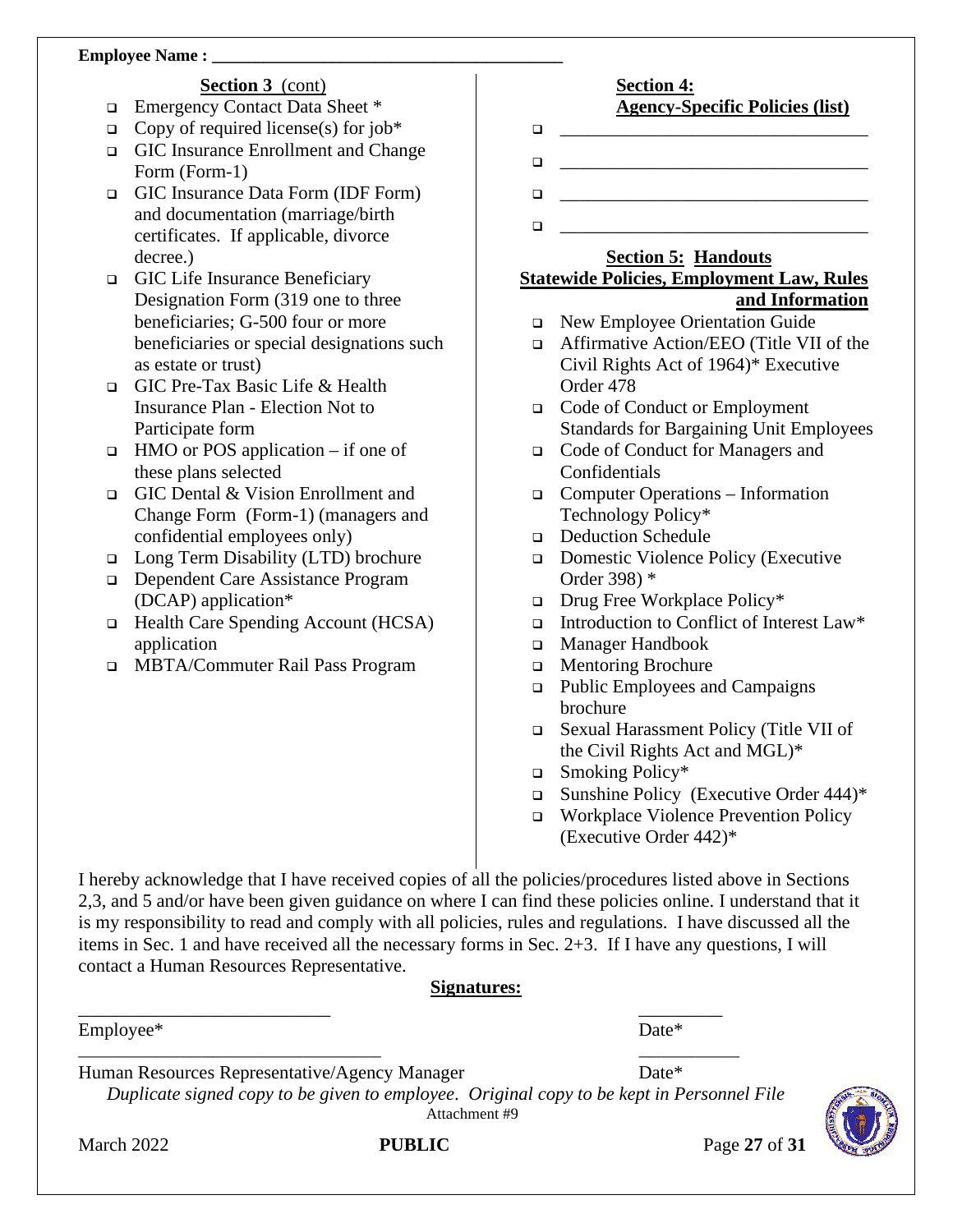**Employee Name :** ________________________________________

**Section 3** (cont)

- ❑ Emergency Contact Data Sheet *
- ❑ Copy of required license(s) for job*
- ❑ GIC Insurance Enrollment and Change Form (Form-1)
- ❑ GIC Insurance Data Form (IDF Form) and documentation (marriage/birth certificates. If applicable, divorce decree.)
- ❑ GIC Life Insurance Beneficiary Designation Form (319 one to three beneficiaries; G-500 four or more beneficiaries or special designations such as estate or trust)
- ❑ GIC Pre-Tax Basic Life & Health Insurance Plan - Election Not to Participate form
- ❑ HMO or POS application – if one of these plans selected
- ❑ GIC Dental & Vision Enrollment and Change Form (Form-1) (managers and confidential employees only)
- ❑ Long Term Disability (LTD) brochure
- ❑ Dependent Care Assistance Program (DCAP) application*
- ❑ Health Care Spending Account (HCSA) application
- ❑ MBTA/Commuter Rail Pass Program

**Section 4:**
**Agency-Specific Policies (list)**

- ❑ ________________________________
- ❑ ________________________________
- ❑ ________________________________
- ❑ ________________________________

**Section 5: Handouts**
**Statewide Policies, Employment Law, Rules and Information**

- ❑ New Employee Orientation Guide
- ❑ Affirmative Action/EEO (Title VII of the Civil Rights Act of 1964)* Executive Order 478
- ❑ Code of Conduct or Employment Standards for Bargaining Unit Employees
- ❑ Code of Conduct for Managers and Confidentials
- ❑ Computer Operations – Information Technology Policy*
- ❑ Deduction Schedule
- ❑ Domestic Violence Policy (Executive Order 398) *
- ❑ Drug Free Workplace Policy*
- ❑ Introduction to Conflict of Interest Law*
- ❑ Manager Handbook
- ❑ Mentoring Brochure
- ❑ Public Employees and Campaigns brochure
- ❑ Sexual Harassment Policy (Title VII of the Civil Rights Act and MGL)*
- ❑ Smoking Policy*
- ❑ Sunshine Policy (Executive Order 444)*
- ❑ Workplace Violence Prevention Policy (Executive Order 442)*

I hereby acknowledge that I have received copies of all the policies/procedures listed above in Sections 2,3, and 5 and/or have been given guidance on where I can find these policies online. I understand that it is my responsibility to read and comply with all policies, rules and regulations. I have discussed all the items in Sec. 1 and have received all the necessary forms in Sec. 2+3. If I have any questions, I will contact a Human Resources Representative.

**Signatures:**

____________________________ &nbsp;&nbsp;&nbsp;&nbsp;&nbsp;&nbsp;&nbsp;&nbsp; _________

Employee* &nbsp;&nbsp;&nbsp;&nbsp;&nbsp;&nbsp;&nbsp;&nbsp; Date*

_________________________________ &nbsp;&nbsp;&nbsp;&nbsp;&nbsp;&nbsp;&nbsp;&nbsp; ___________

Human Resources Representative/Agency Manager &nbsp;&nbsp;&nbsp;&nbsp;&nbsp;&nbsp;&nbsp;&nbsp; Date*

*Duplicate signed copy to be given to employee. Original copy to be kept in Personnel File*

Attachment #9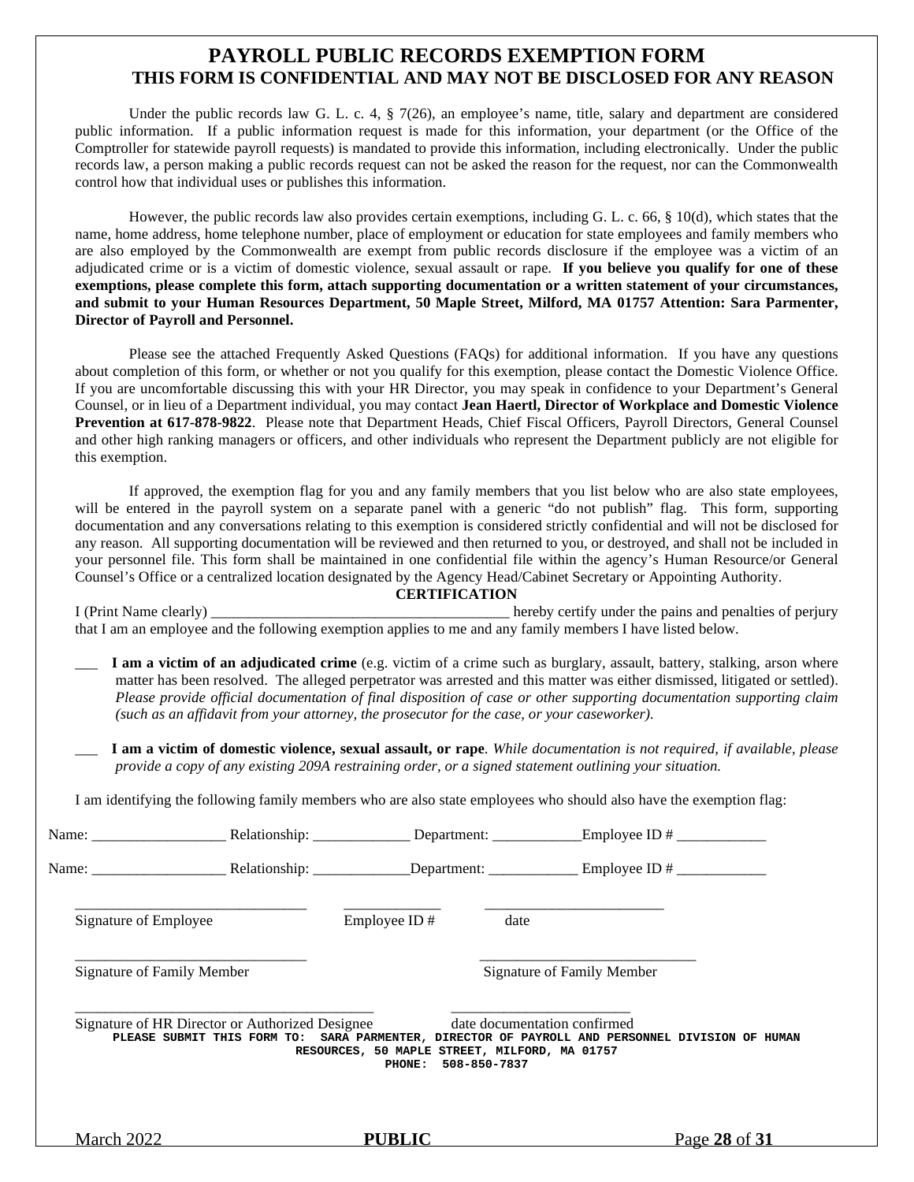# PAYROLL PUBLIC RECORDS EXEMPTION FORM

## THIS FORM IS CONFIDENTIAL AND MAY NOT BE DISCLOSED FOR ANY REASON

Under the public records law G. L. c. 4, § 7(26), an employee's name, title, salary and department are considered public information. If a public information request is made for this information, your department (or the Office of the Comptroller for statewide payroll requests) is mandated to provide this information, including electronically. Under the public records law, a person making a public records request can not be asked the reason for the request, nor can the Commonwealth control how that individual uses or publishes this information.

However, the public records law also provides certain exemptions, including G. L. c. 66, § 10(d), which states that the name, home address, home telephone number, place of employment or education for state employees and family members who are also employed by the Commonwealth are exempt from public records disclosure if the employee was a victim of an adjudicated crime or is a victim of domestic violence, sexual assault or rape. **If you believe you qualify for one of these exemptions, please complete this form, attach supporting documentation or a written statement of your circumstances, and submit to your Human Resources Department, 50 Maple Street, Milford, MA 01757 Attention: Sara Parmenter, Director of Payroll and Personnel.**

Please see the attached Frequently Asked Questions (FAQs) for additional information. If you have any questions about completion of this form, or whether or not you qualify for this exemption, please contact the Domestic Violence Office. If you are uncomfortable discussing this with your HR Director, you may speak in confidence to your Department's General Counsel, or in lieu of a Department individual, you may contact **Jean Haertl, Director of Workplace and Domestic Violence Prevention at 617-878-9822**. Please note that Department Heads, Chief Fiscal Officers, Payroll Directors, General Counsel and other high ranking managers or officers, and other individuals who represent the Department publicly are not eligible for this exemption.

If approved, the exemption flag for you and any family members that you list below who are also state employees, will be entered in the payroll system on a separate panel with a generic "do not publish" flag. This form, supporting documentation and any conversations relating to this exemption is considered strictly confidential and will not be disclosed for any reason. All supporting documentation will be reviewed and then returned to you, or destroyed, and shall not be included in your personnel file. This form shall be maintained in one confidential file within the agency's Human Resource/or General Counsel's Office or a centralized location designated by the Agency Head/Cabinet Secretary or Appointing Authority.

**CERTIFICATION**

I (Print Name clearly) ________________________________________ hereby certify under the pains and penalties of perjury that I am an employee and the following exemption applies to me and any family members I have listed below.

___ **I am a victim of an adjudicated crime** (e.g. victim of a crime such as burglary, assault, battery, stalking, arson where matter has been resolved. The alleged perpetrator was arrested and this matter was either dismissed, litigated or settled). *Please provide official documentation of final disposition of case or other supporting documentation supporting claim (such as an affidavit from your attorney, the prosecutor for the case, or your caseworker).*

___ **I am a victim of domestic violence, sexual assault, or rape**. *While documentation is not required, if available, please provide a copy of any existing 209A restraining order, or a signed statement outlining your situation.*

I am identifying the following family members who are also state employees who should also have the exemption flag:

Name: __________________ Relationship: _____________ Department: ____________ Employee ID # ____________

Name: __________________ Relationship: _____________ Department: ____________ Employee ID # ____________

_______________________________ _____________ ________________________
Signature of Employee Employee ID # date

_______________________________ _____________________________
Signature of Family Member Signature of Family Member

________________________________________ ________________________
Signature of HR Director or Authorized Designee date documentation confirmed

**PLEASE SUBMIT THIS FORM TO: SARA PARMENTER, DIRECTOR OF PAYROLL AND PERSONNEL DIVISION OF HUMAN RESOURCES, 50 MAPLE STREET, MILFORD, MA 01757**
**PHONE: 508-850-7837**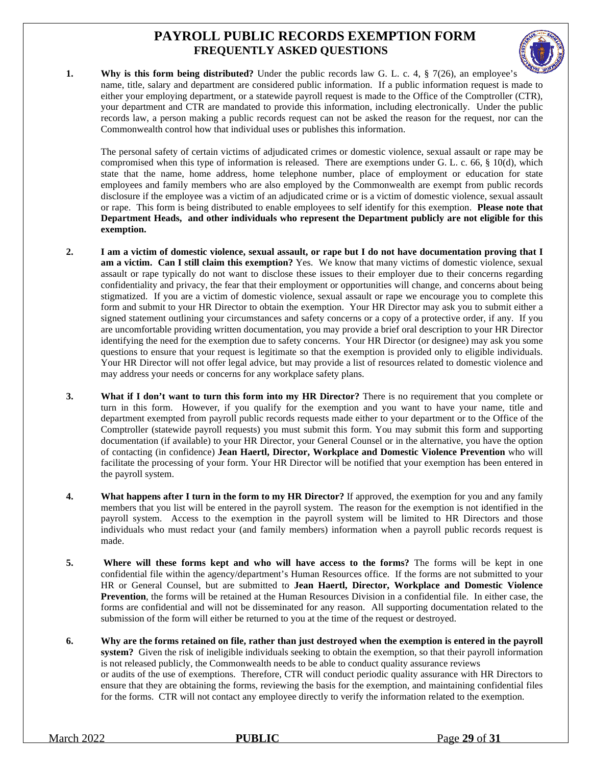# PAYROLL PUBLIC RECORDS EXEMPTION FORM
## FREQUENTLY ASKED QUESTIONS

1. **Why is this form being distributed?** Under the public records law G. L. c. 4, § 7(26), an employee's name, title, salary and department are considered public information. If a public information request is made to either your employing department, or a statewide payroll request is made to the Office of the Comptroller (CTR), your department and CTR are mandated to provide this information, including electronically. Under the public records law, a person making a public records request can not be asked the reason for the request, nor can the Commonwealth control how that individual uses or publishes this information.

   The personal safety of certain victims of adjudicated crimes or domestic violence, sexual assault or rape may be compromised when this type of information is released. There are exemptions under G. L. c. 66, § 10(d), which state that the name, home address, home telephone number, place of employment or education for state employees and family members who are also employed by the Commonwealth are exempt from public records disclosure if the employee was a victim of an adjudicated crime or is a victim of domestic violence, sexual assault or rape. This form is being distributed to enable employees to self identify for this exemption. **Please note that Department Heads, and other individuals who represent the Department publicly are not eligible for this exemption.**

2. **I am a victim of domestic violence, sexual assault, or rape but I do not have documentation proving that I am a victim. Can I still claim this exemption?** Yes. We know that many victims of domestic violence, sexual assault or rape typically do not want to disclose these issues to their employer due to their concerns regarding confidentiality and privacy, the fear that their employment or opportunities will change, and concerns about being stigmatized. If you are a victim of domestic violence, sexual assault or rape we encourage you to complete this form and submit to your HR Director to obtain the exemption. Your HR Director may ask you to submit either a signed statement outlining your circumstances and safety concerns or a copy of a protective order, if any. If you are uncomfortable providing written documentation, you may provide a brief oral description to your HR Director identifying the need for the exemption due to safety concerns. Your HR Director (or designee) may ask you some questions to ensure that your request is legitimate so that the exemption is provided only to eligible individuals. Your HR Director will not offer legal advice, but may provide a list of resources related to domestic violence and may address your needs or concerns for any workplace safety plans.

3. **What if I don't want to turn this form into my HR Director?** There is no requirement that you complete or turn in this form. However, if you qualify for the exemption and you want to have your name, title and department exempted from payroll public records requests made either to your department or to the Office of the Comptroller (statewide payroll requests) you must submit this form. You may submit this form and supporting documentation (if available) to your HR Director, your General Counsel or in the alternative, you have the option of contacting (in confidence) **Jean Haertl, Director, Workplace and Domestic Violence Prevention** who will facilitate the processing of your form. Your HR Director will be notified that your exemption has been entered in the payroll system.

4. **What happens after I turn in the form to my HR Director?** If approved, the exemption for you and any family members that you list will be entered in the payroll system. The reason for the exemption is not identified in the payroll system. Access to the exemption in the payroll system will be limited to HR Directors and those individuals who must redact your (and family members) information when a payroll public records request is made.

5. **Where will these forms kept and who will have access to the forms?** The forms will be kept in one confidential file within the agency/department's Human Resources office. If the forms are not submitted to your HR or General Counsel, but are submitted to **Jean Haertl, Director, Workplace and Domestic Violence Prevention**, the forms will be retained at the Human Resources Division in a confidential file. In either case, the forms are confidential and will not be disseminated for any reason. All supporting documentation related to the submission of the form will either be returned to you at the time of the request or destroyed.

6. **Why are the forms retained on file, rather than just destroyed when the exemption is entered in the payroll system?** Given the risk of ineligible individuals seeking to obtain the exemption, so that their payroll information is not released publicly, the Commonwealth needs to be able to conduct quality assurance reviews or audits of the use of exemptions. Therefore, CTR will conduct periodic quality assurance with HR Directors to ensure that they are obtaining the forms, reviewing the basis for the exemption, and maintaining confidential files for the forms. CTR will not contact any employee directly to verify the information related to the exemption.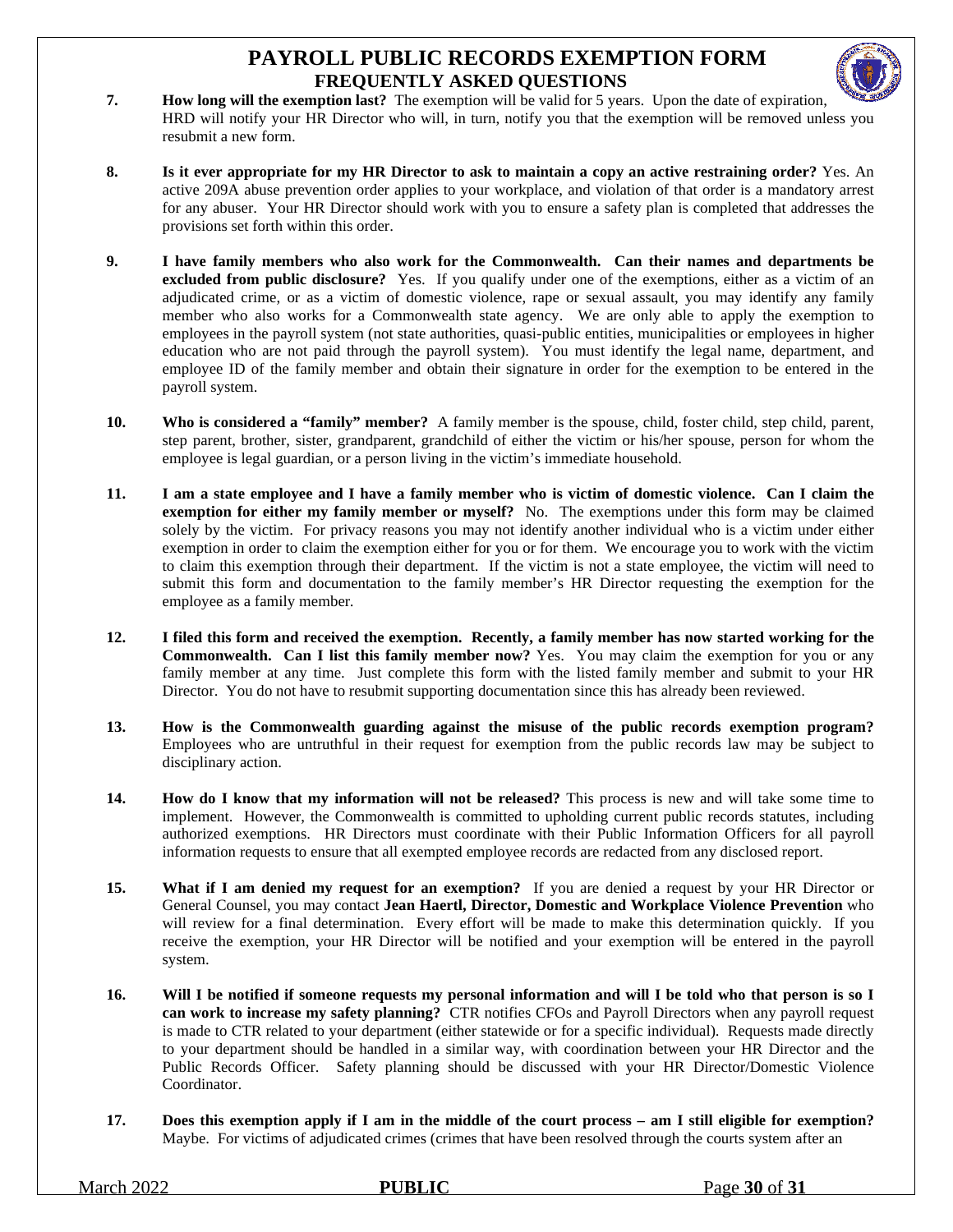# PAYROLL PUBLIC RECORDS EXEMPTION FORM

## FREQUENTLY ASKED QUESTIONS

7. **How long will the exemption last?** The exemption will be valid for 5 years. Upon the date of expiration, HRD will notify your HR Director who will, in turn, notify you that the exemption will be removed unless you resubmit a new form.

8. **Is it ever appropriate for my HR Director to ask to maintain a copy an active restraining order?** Yes. An active 209A abuse prevention order applies to your workplace, and violation of that order is a mandatory arrest for any abuser. Your HR Director should work with you to ensure a safety plan is completed that addresses the provisions set forth within this order.

9. **I have family members who also work for the Commonwealth. Can their names and departments be excluded from public disclosure?** Yes. If you qualify under one of the exemptions, either as a victim of an adjudicated crime, or as a victim of domestic violence, rape or sexual assault, you may identify any family member who also works for a Commonwealth state agency. We are only able to apply the exemption to employees in the payroll system (not state authorities, quasi-public entities, municipalities or employees in higher education who are not paid through the payroll system). You must identify the legal name, department, and employee ID of the family member and obtain their signature in order for the exemption to be entered in the payroll system.

10. **Who is considered a "family" member?** A family member is the spouse, child, foster child, step child, parent, step parent, brother, sister, grandparent, grandchild of either the victim or his/her spouse, person for whom the employee is legal guardian, or a person living in the victim's immediate household.

11. **I am a state employee and I have a family member who is victim of domestic violence. Can I claim the exemption for either my family member or myself?** No. The exemptions under this form may be claimed solely by the victim. For privacy reasons you may not identify another individual who is a victim under either exemption in order to claim the exemption either for you or for them. We encourage you to work with the victim to claim this exemption through their department. If the victim is not a state employee, the victim will need to submit this form and documentation to the family member's HR Director requesting the exemption for the employee as a family member.

12. **I filed this form and received the exemption. Recently, a family member has now started working for the Commonwealth. Can I list this family member now?** Yes. You may claim the exemption for you or any family member at any time. Just complete this form with the listed family member and submit to your HR Director. You do not have to resubmit supporting documentation since this has already been reviewed.

13. **How is the Commonwealth guarding against the misuse of the public records exemption program?** Employees who are untruthful in their request for exemption from the public records law may be subject to disciplinary action.

14. **How do I know that my information will not be released?** This process is new and will take some time to implement. However, the Commonwealth is committed to upholding current public records statutes, including authorized exemptions. HR Directors must coordinate with their Public Information Officers for all payroll information requests to ensure that all exempted employee records are redacted from any disclosed report.

15. **What if I am denied my request for an exemption?** If you are denied a request by your HR Director or General Counsel, you may contact **Jean Haertl, Director, Domestic and Workplace Violence Prevention** who will review for a final determination. Every effort will be made to make this determination quickly. If you receive the exemption, your HR Director will be notified and your exemption will be entered in the payroll system.

16. **Will I be notified if someone requests my personal information and will I be told who that person is so I can work to increase my safety planning?** CTR notifies CFOs and Payroll Directors when any payroll request is made to CTR related to your department (either statewide or for a specific individual). Requests made directly to your department should be handled in a similar way, with coordination between your HR Director and the Public Records Officer. Safety planning should be discussed with your HR Director/Domestic Violence Coordinator.

17. **Does this exemption apply if I am in the middle of the court process – am I still eligible for exemption?** Maybe. For victims of adjudicated crimes (crimes that have been resolved through the courts system after an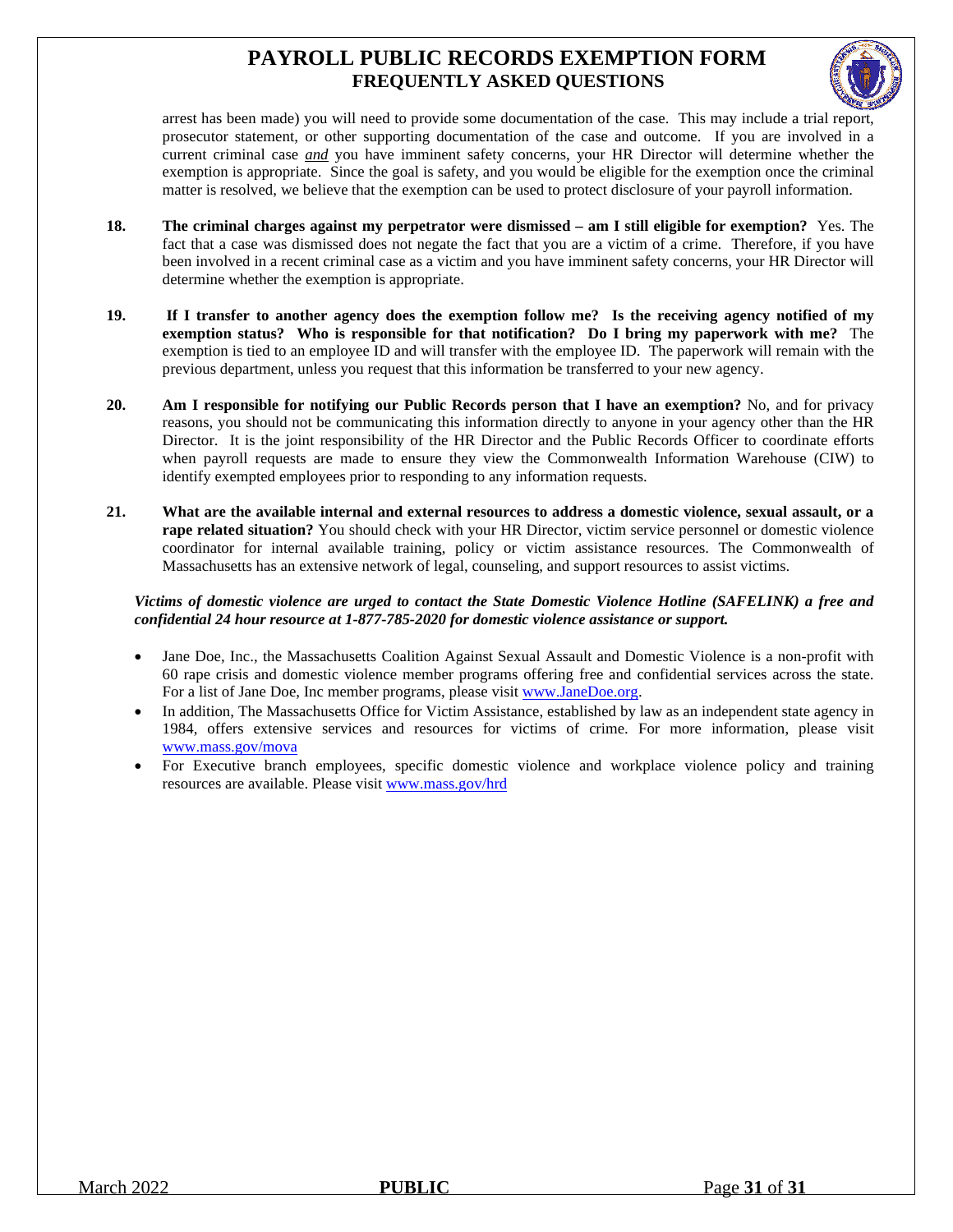arrest has been made) you will need to provide some documentation of the case. This may include a trial report, prosecutor statement, or other supporting documentation of the case and outcome. If you are involved in a current criminal case *and* you have imminent safety concerns, your HR Director will determine whether the exemption is appropriate. Since the goal is safety, and you would be eligible for the exemption once the criminal matter is resolved, we believe that the exemption can be used to protect disclosure of your payroll information.

**18. The criminal charges against my perpetrator were dismissed – am I still eligible for exemption?** Yes. The fact that a case was dismissed does not negate the fact that you are a victim of a crime. Therefore, if you have been involved in a recent criminal case as a victim and you have imminent safety concerns, your HR Director will determine whether the exemption is appropriate.

**19. If I transfer to another agency does the exemption follow me? Is the receiving agency notified of my exemption status? Who is responsible for that notification? Do I bring my paperwork with me?** The exemption is tied to an employee ID and will transfer with the employee ID. The paperwork will remain with the previous department, unless you request that this information be transferred to your new agency.

**20. Am I responsible for notifying our Public Records person that I have an exemption?** No, and for privacy reasons, you should not be communicating this information directly to anyone in your agency other than the HR Director. It is the joint responsibility of the HR Director and the Public Records Officer to coordinate efforts when payroll requests are made to ensure they view the Commonwealth Information Warehouse (CIW) to identify exempted employees prior to responding to any information requests.

**21. What are the available internal and external resources to address a domestic violence, sexual assault, or a rape related situation?** You should check with your HR Director, victim service personnel or domestic violence coordinator for internal available training, policy or victim assistance resources. The Commonwealth of Massachusetts has an extensive network of legal, counseling, and support resources to assist victims.

***Victims of domestic violence are urged to contact the State Domestic Violence Hotline (SAFELINK) a free and confidential 24 hour resource at 1-877-785-2020 for domestic violence assistance or support.***

- Jane Doe, Inc., the Massachusetts Coalition Against Sexual Assault and Domestic Violence is a non-profit with 60 rape crisis and domestic violence member programs offering free and confidential services across the state. For a list of Jane Doe, Inc member programs, please visit www.JaneDoe.org.
- In addition, The Massachusetts Office for Victim Assistance, established by law as an independent state agency in 1984, offers extensive services and resources for victims of crime. For more information, please visit www.mass.gov/mova
- For Executive branch employees, specific domestic violence and workplace violence policy and training resources are available. Please visit www.mass.gov/hrd